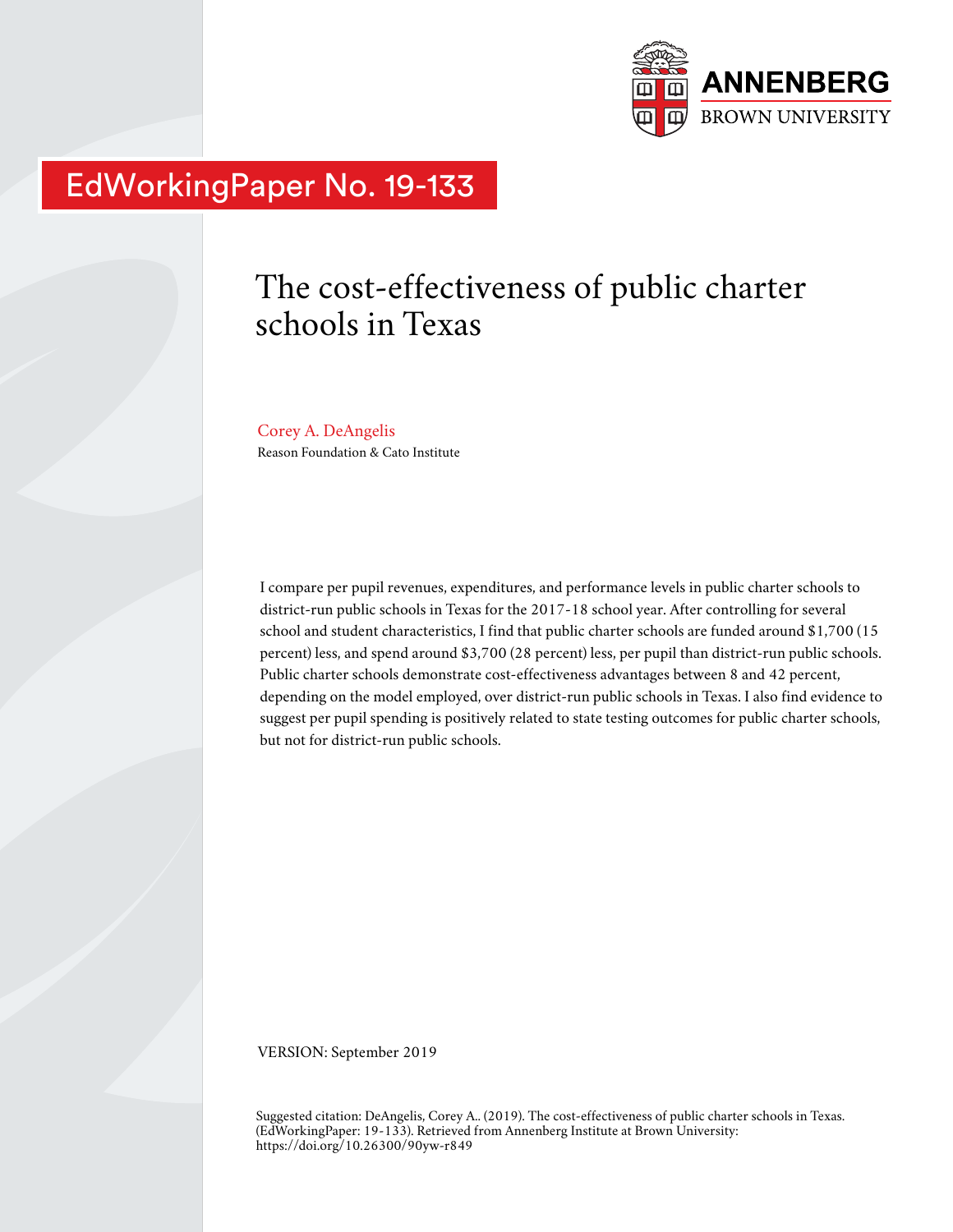ANNENBERG
BROWN UNIVERSITY

EdWorkingPaper No. 19-133

# The cost-effectiveness of public charter schools in Texas

Corey A. DeAngelis
Reason Foundation & Cato Institute

I compare per pupil revenues, expenditures, and performance levels in public charter schools to district-run public schools in Texas for the 2017-18 school year. After controlling for several school and student characteristics, I find that public charter schools are funded around $1,700 (15 percent) less, and spend around $3,700 (28 percent) less, per pupil than district-run public schools. Public charter schools demonstrate cost-effectiveness advantages between 8 and 42 percent, depending on the model employed, over district-run public schools in Texas. I also find evidence to suggest per pupil spending is positively related to state testing outcomes for public charter schools, but not for district-run public schools.

VERSION: September 2019

Suggested citation: DeAngelis, Corey A.. (2019). The cost-effectiveness of public charter schools in Texas. (EdWorkingPaper: 19-133). Retrieved from Annenberg Institute at Brown University: https://doi.org/10.26300/90yw-r849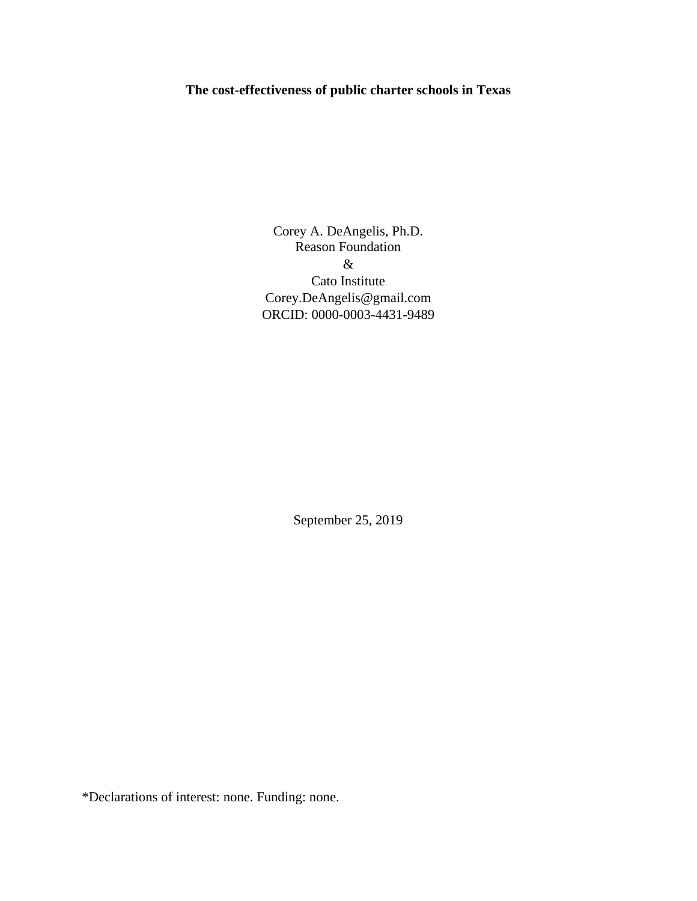**The cost-effectiveness of public charter schools in Texas**

Corey A. DeAngelis, Ph.D.
Reason Foundation
&
Cato Institute
Corey.DeAngelis@gmail.com
ORCID: 0000-0003-4431-9489

September 25, 2019

*Declarations of interest: none. Funding: none.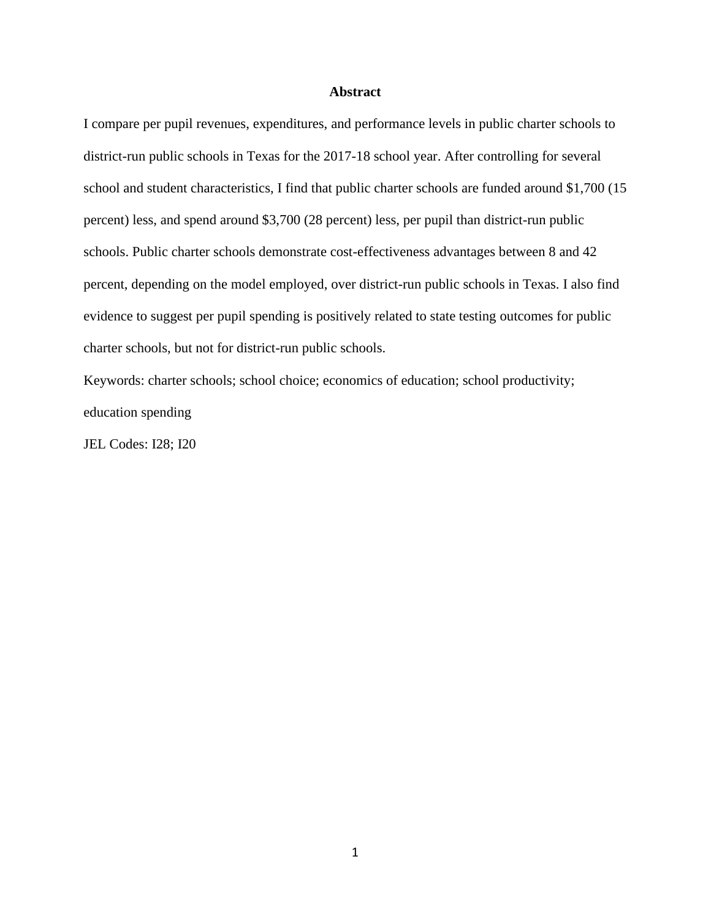## Abstract

I compare per pupil revenues, expenditures, and performance levels in public charter schools to district-run public schools in Texas for the 2017-18 school year. After controlling for several school and student characteristics, I find that public charter schools are funded around $1,700 (15 percent) less, and spend around $3,700 (28 percent) less, per pupil than district-run public schools. Public charter schools demonstrate cost-effectiveness advantages between 8 and 42 percent, depending on the model employed, over district-run public schools in Texas. I also find evidence to suggest per pupil spending is positively related to state testing outcomes for public charter schools, but not for district-run public schools.

Keywords: charter schools; school choice; economics of education; school productivity; education spending

JEL Codes: I28; I20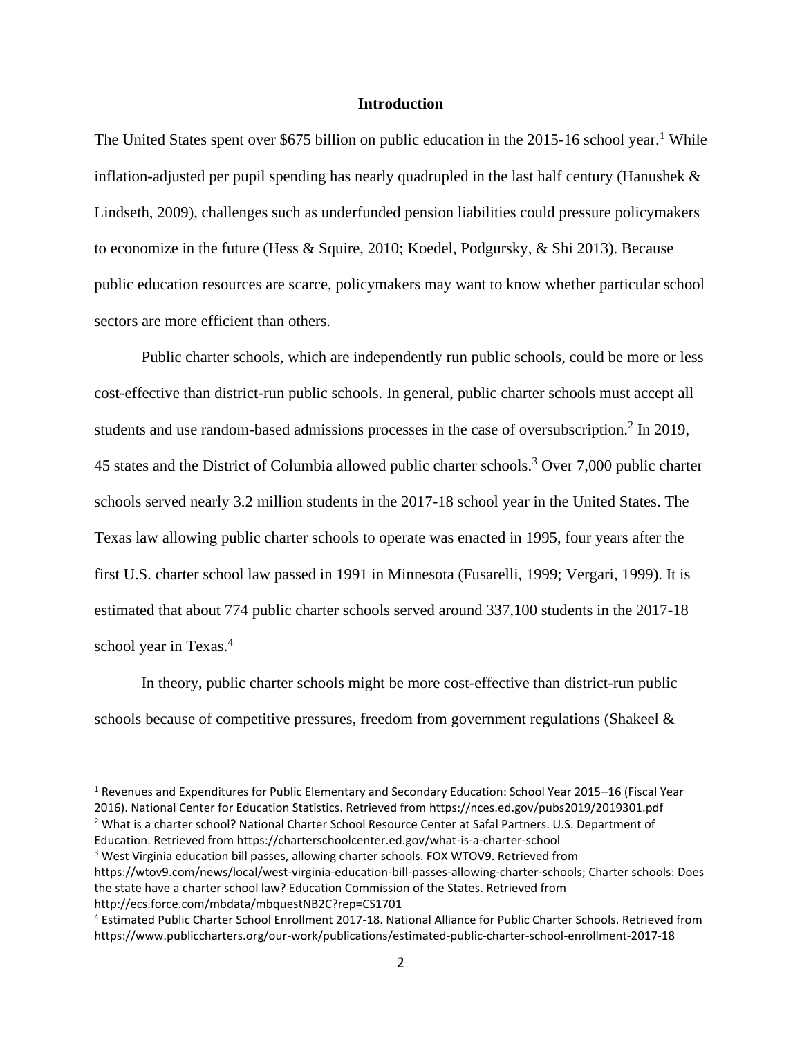## Introduction

The United States spent over $675 billion on public education in the 2015-16 school year.[1] While inflation-adjusted per pupil spending has nearly quadrupled in the last half century (Hanushek & Lindseth, 2009), challenges such as underfunded pension liabilities could pressure policymakers to economize in the future (Hess & Squire, 2010; Koedel, Podgursky, & Shi 2013). Because public education resources are scarce, policymakers may want to know whether particular school sectors are more efficient than others.

Public charter schools, which are independently run public schools, could be more or less cost-effective than district-run public schools. In general, public charter schools must accept all students and use random-based admissions processes in the case of oversubscription.[2] In 2019, 45 states and the District of Columbia allowed public charter schools.[3] Over 7,000 public charter schools served nearly 3.2 million students in the 2017-18 school year in the United States. The Texas law allowing public charter schools to operate was enacted in 1995, four years after the first U.S. charter school law passed in 1991 in Minnesota (Fusarelli, 1999; Vergari, 1999). It is estimated that about 774 public charter schools served around 337,100 students in the 2017-18 school year in Texas.[4]

In theory, public charter schools might be more cost-effective than district-run public schools because of competitive pressures, freedom from government regulations (Shakeel &

---

[1] Revenues and Expenditures for Public Elementary and Secondary Education: School Year 2015–16 (Fiscal Year 2016). National Center for Education Statistics. Retrieved from https://nces.ed.gov/pubs2019/2019301.pdf

[2] What is a charter school? National Charter School Resource Center at Safal Partners. U.S. Department of Education. Retrieved from https://charterschoolcenter.ed.gov/what-is-a-charter-school

[3] West Virginia education bill passes, allowing charter schools. FOX WTOV9. Retrieved from https://wtov9.com/news/local/west-virginia-education-bill-passes-allowing-charter-schools; Charter schools: Does the state have a charter school law? Education Commission of the States. Retrieved from http://ecs.force.com/mbdata/mbquestNB2C?rep=CS1701

[4] Estimated Public Charter School Enrollment 2017-18. National Alliance for Public Charter Schools. Retrieved from https://www.publiccharters.org/our-work/publications/estimated-public-charter-school-enrollment-2017-18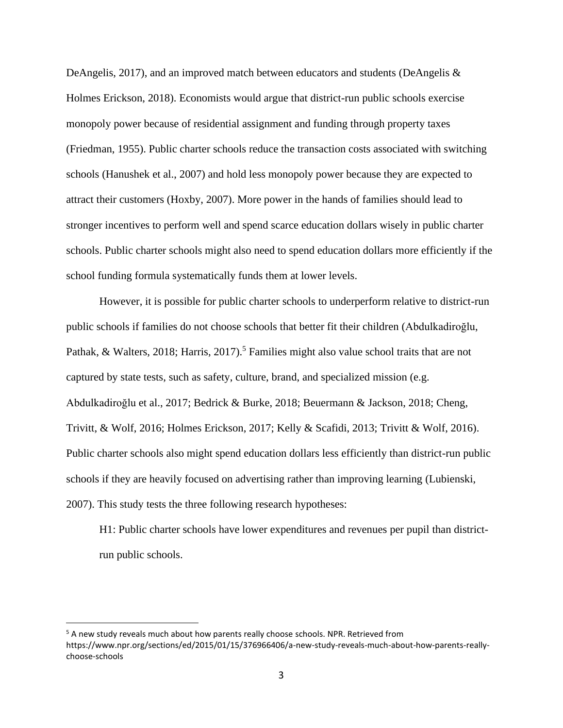DeAngelis, 2017), and an improved match between educators and students (DeAngelis & Holmes Erickson, 2018). Economists would argue that district-run public schools exercise monopoly power because of residential assignment and funding through property taxes (Friedman, 1955). Public charter schools reduce the transaction costs associated with switching schools (Hanushek et al., 2007) and hold less monopoly power because they are expected to attract their customers (Hoxby, 2007). More power in the hands of families should lead to stronger incentives to perform well and spend scarce education dollars wisely in public charter schools. Public charter schools might also need to spend education dollars more efficiently if the school funding formula systematically funds them at lower levels.

However, it is possible for public charter schools to underperform relative to district-run public schools if families do not choose schools that better fit their children (Abdulkadiroğlu, Pathak, & Walters, 2018; Harris, 2017).[5] Families might also value school traits that are not captured by state tests, such as safety, culture, brand, and specialized mission (e.g. Abdulkadiroğlu et al., 2017; Bedrick & Burke, 2018; Beuermann & Jackson, 2018; Cheng, Trivitt, & Wolf, 2016; Holmes Erickson, 2017; Kelly & Scafidi, 2013; Trivitt & Wolf, 2016). Public charter schools also might spend education dollars less efficiently than district-run public schools if they are heavily focused on advertising rather than improving learning (Lubienski, 2007). This study tests the three following research hypotheses:

H1: Public charter schools have lower expenditures and revenues per pupil than district-run public schools.

[5] A new study reveals much about how parents really choose schools. NPR. Retrieved from https://www.npr.org/sections/ed/2015/01/15/376966406/a-new-study-reveals-much-about-how-parents-really-choose-schools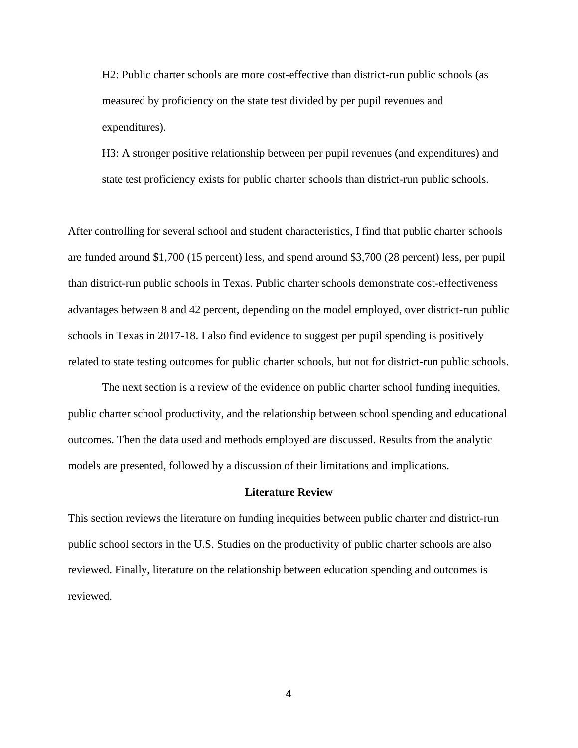H2: Public charter schools are more cost-effective than district-run public schools (as measured by proficiency on the state test divided by per pupil revenues and expenditures).

H3: A stronger positive relationship between per pupil revenues (and expenditures) and state test proficiency exists for public charter schools than district-run public schools.

After controlling for several school and student characteristics, I find that public charter schools are funded around $1,700 (15 percent) less, and spend around $3,700 (28 percent) less, per pupil than district-run public schools in Texas. Public charter schools demonstrate cost-effectiveness advantages between 8 and 42 percent, depending on the model employed, over district-run public schools in Texas in 2017-18. I also find evidence to suggest per pupil spending is positively related to state testing outcomes for public charter schools, but not for district-run public schools.

The next section is a review of the evidence on public charter school funding inequities, public charter school productivity, and the relationship between school spending and educational outcomes. Then the data used and methods employed are discussed. Results from the analytic models are presented, followed by a discussion of their limitations and implications.

## Literature Review

This section reviews the literature on funding inequities between public charter and district-run public school sectors in the U.S. Studies on the productivity of public charter schools are also reviewed. Finally, literature on the relationship between education spending and outcomes is reviewed.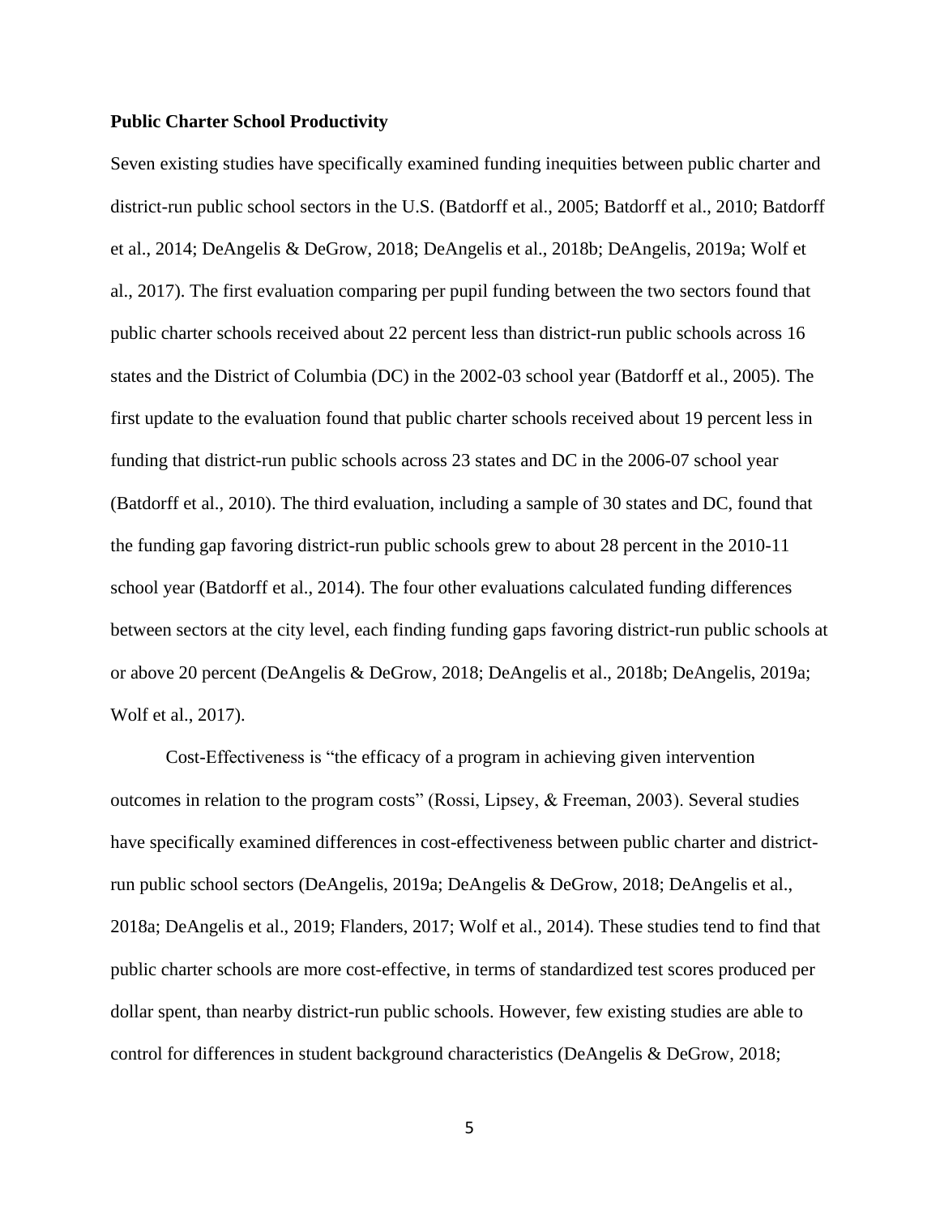**Public Charter School Productivity**

Seven existing studies have specifically examined funding inequities between public charter and district-run public school sectors in the U.S. (Batdorff et al., 2005; Batdorff et al., 2010; Batdorff et al., 2014; DeAngelis & DeGrow, 2018; DeAngelis et al., 2018b; DeAngelis, 2019a; Wolf et al., 2017). The first evaluation comparing per pupil funding between the two sectors found that public charter schools received about 22 percent less than district-run public schools across 16 states and the District of Columbia (DC) in the 2002-03 school year (Batdorff et al., 2005). The first update to the evaluation found that public charter schools received about 19 percent less in funding that district-run public schools across 23 states and DC in the 2006-07 school year (Batdorff et al., 2010). The third evaluation, including a sample of 30 states and DC, found that the funding gap favoring district-run public schools grew to about 28 percent in the 2010-11 school year (Batdorff et al., 2014). The four other evaluations calculated funding differences between sectors at the city level, each finding funding gaps favoring district-run public schools at or above 20 percent (DeAngelis & DeGrow, 2018; DeAngelis et al., 2018b; DeAngelis, 2019a; Wolf et al., 2017).

Cost-Effectiveness is "the efficacy of a program in achieving given intervention outcomes in relation to the program costs" (Rossi, Lipsey, & Freeman, 2003). Several studies have specifically examined differences in cost-effectiveness between public charter and district-run public school sectors (DeAngelis, 2019a; DeAngelis & DeGrow, 2018; DeAngelis et al., 2018a; DeAngelis et al., 2019; Flanders, 2017; Wolf et al., 2014). These studies tend to find that public charter schools are more cost-effective, in terms of standardized test scores produced per dollar spent, than nearby district-run public schools. However, few existing studies are able to control for differences in student background characteristics (DeAngelis & DeGrow, 2018;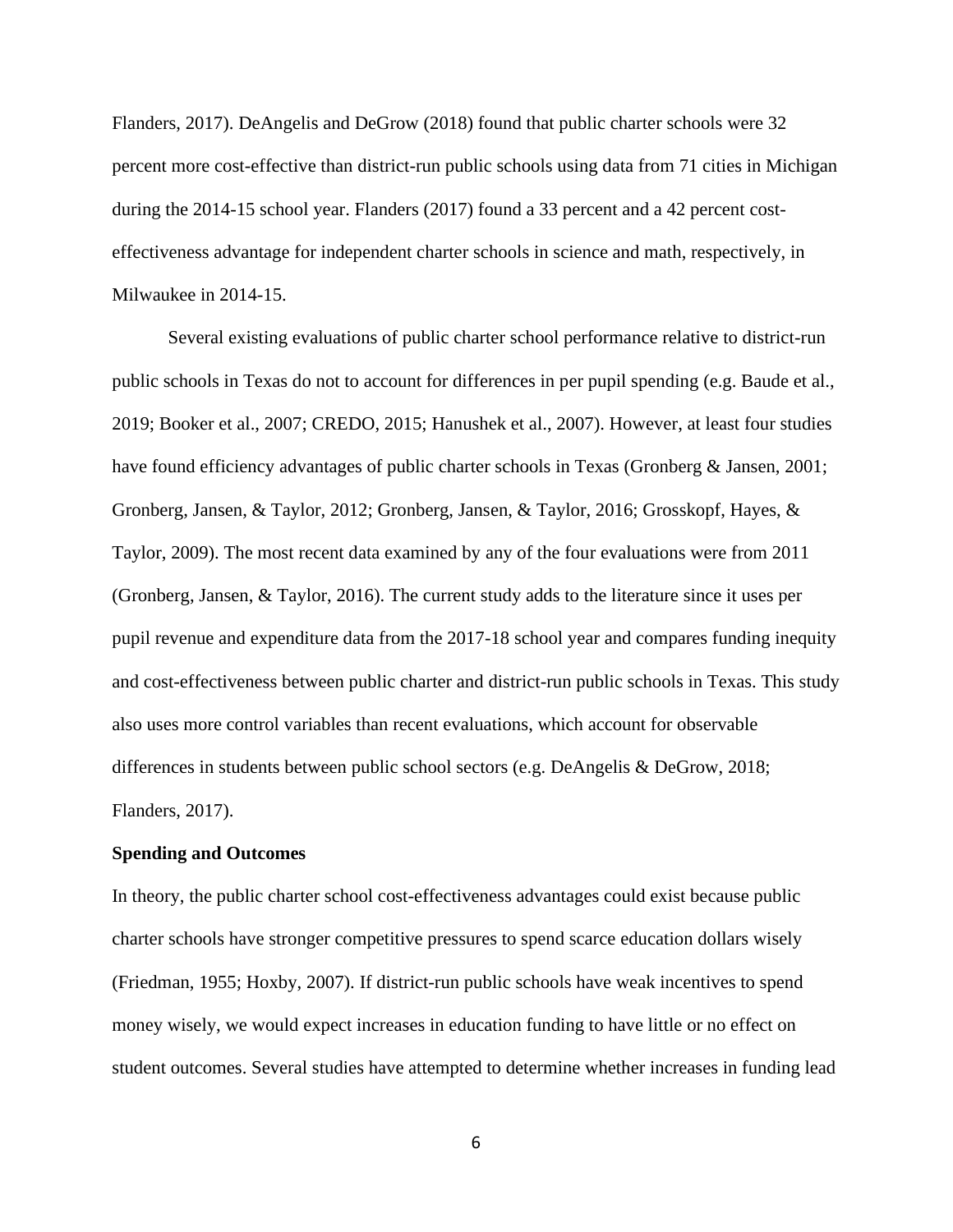Flanders, 2017). DeAngelis and DeGrow (2018) found that public charter schools were 32 percent more cost-effective than district-run public schools using data from 71 cities in Michigan during the 2014-15 school year. Flanders (2017) found a 33 percent and a 42 percent cost-effectiveness advantage for independent charter schools in science and math, respectively, in Milwaukee in 2014-15.

Several existing evaluations of public charter school performance relative to district-run public schools in Texas do not to account for differences in per pupil spending (e.g. Baude et al., 2019; Booker et al., 2007; CREDO, 2015; Hanushek et al., 2007). However, at least four studies have found efficiency advantages of public charter schools in Texas (Gronberg & Jansen, 2001; Gronberg, Jansen, & Taylor, 2012; Gronberg, Jansen, & Taylor, 2016; Grosskopf, Hayes, & Taylor, 2009). The most recent data examined by any of the four evaluations were from 2011 (Gronberg, Jansen, & Taylor, 2016). The current study adds to the literature since it uses per pupil revenue and expenditure data from the 2017-18 school year and compares funding inequity and cost-effectiveness between public charter and district-run public schools in Texas. This study also uses more control variables than recent evaluations, which account for observable differences in students between public school sectors (e.g. DeAngelis & DeGrow, 2018; Flanders, 2017).

**Spending and Outcomes**

In theory, the public charter school cost-effectiveness advantages could exist because public charter schools have stronger competitive pressures to spend scarce education dollars wisely (Friedman, 1955; Hoxby, 2007). If district-run public schools have weak incentives to spend money wisely, we would expect increases in education funding to have little or no effect on student outcomes. Several studies have attempted to determine whether increases in funding lead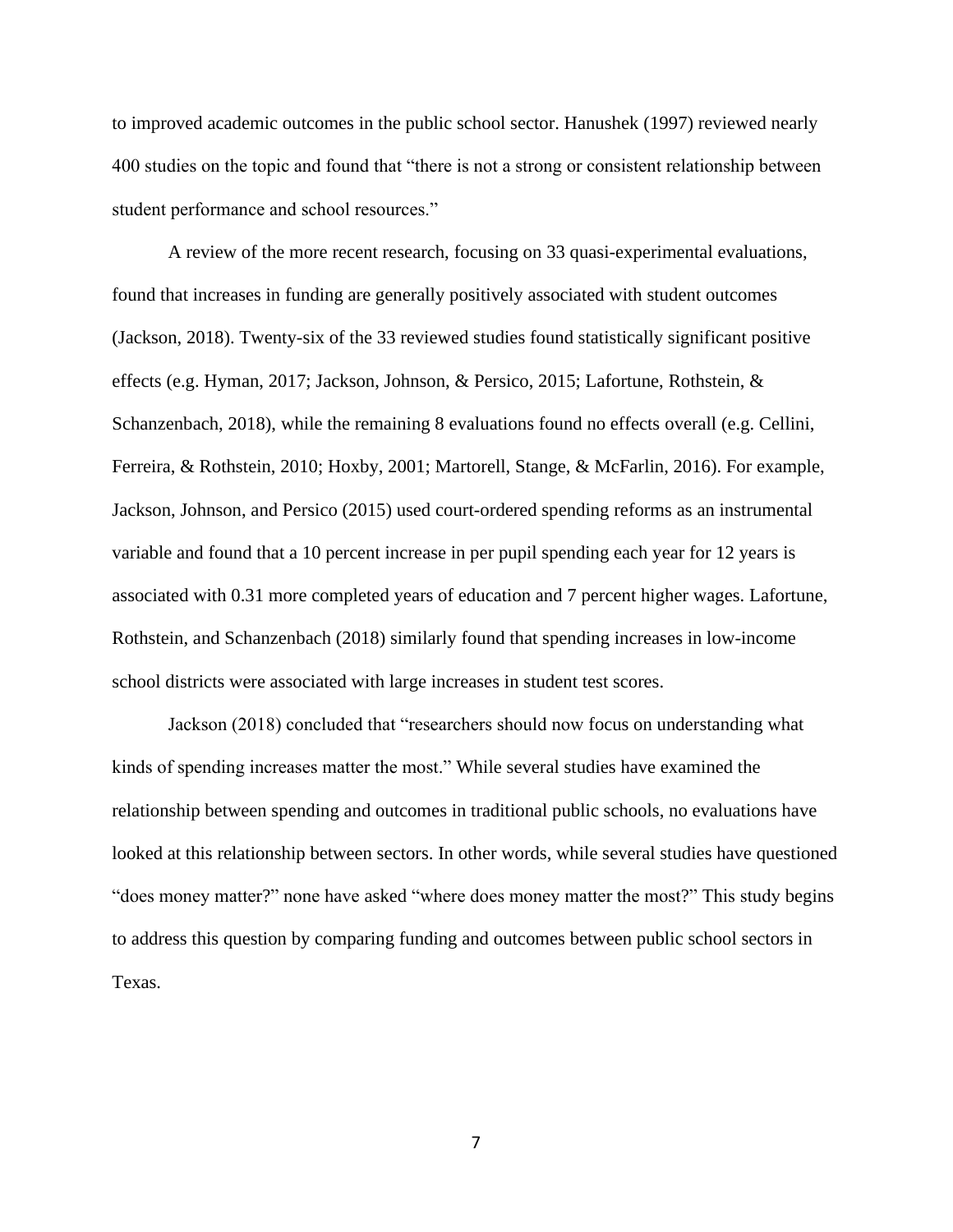to improved academic outcomes in the public school sector. Hanushek (1997) reviewed nearly 400 studies on the topic and found that "there is not a strong or consistent relationship between student performance and school resources."

A review of the more recent research, focusing on 33 quasi-experimental evaluations, found that increases in funding are generally positively associated with student outcomes (Jackson, 2018). Twenty-six of the 33 reviewed studies found statistically significant positive effects (e.g. Hyman, 2017; Jackson, Johnson, & Persico, 2015; Lafortune, Rothstein, & Schanzenbach, 2018), while the remaining 8 evaluations found no effects overall (e.g. Cellini, Ferreira, & Rothstein, 2010; Hoxby, 2001; Martorell, Stange, & McFarlin, 2016). For example, Jackson, Johnson, and Persico (2015) used court-ordered spending reforms as an instrumental variable and found that a 10 percent increase in per pupil spending each year for 12 years is associated with 0.31 more completed years of education and 7 percent higher wages. Lafortune, Rothstein, and Schanzenbach (2018) similarly found that spending increases in low-income school districts were associated with large increases in student test scores.

Jackson (2018) concluded that "researchers should now focus on understanding what kinds of spending increases matter the most." While several studies have examined the relationship between spending and outcomes in traditional public schools, no evaluations have looked at this relationship between sectors. In other words, while several studies have questioned "does money matter?" none have asked "where does money matter the most?" This study begins to address this question by comparing funding and outcomes between public school sectors in Texas.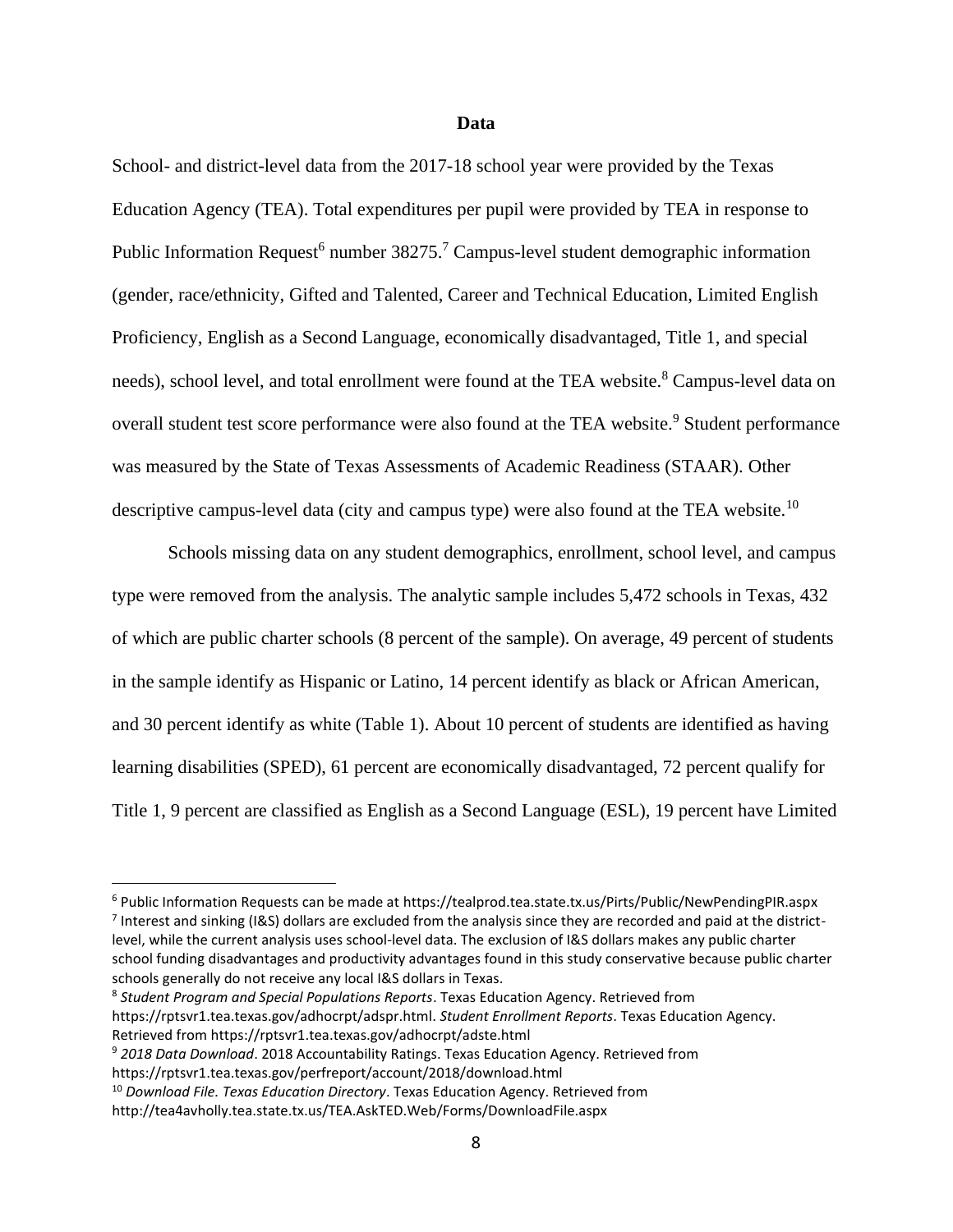## Data

School- and district-level data from the 2017-18 school year were provided by the Texas Education Agency (TEA). Total expenditures per pupil were provided by TEA in response to Public Information Request[6] number 38275.[7] Campus-level student demographic information (gender, race/ethnicity, Gifted and Talented, Career and Technical Education, Limited English Proficiency, English as a Second Language, economically disadvantaged, Title 1, and special needs), school level, and total enrollment were found at the TEA website.[8] Campus-level data on overall student test score performance were also found at the TEA website.[9] Student performance was measured by the State of Texas Assessments of Academic Readiness (STAAR). Other descriptive campus-level data (city and campus type) were also found at the TEA website.[10]

Schools missing data on any student demographics, enrollment, school level, and campus type were removed from the analysis. The analytic sample includes 5,472 schools in Texas, 432 of which are public charter schools (8 percent of the sample). On average, 49 percent of students in the sample identify as Hispanic or Latino, 14 percent identify as black or African American, and 30 percent identify as white (Table 1). About 10 percent of students are identified as having learning disabilities (SPED), 61 percent are economically disadvantaged, 72 percent qualify for Title 1, 9 percent are classified as English as a Second Language (ESL), 19 percent have Limited

---

[6] Public Information Requests can be made at https://tealprod.tea.state.tx.us/Pirts/Public/NewPendingPIR.aspx

[7] Interest and sinking (I&S) dollars are excluded from the analysis since they are recorded and paid at the district-level, while the current analysis uses school-level data. The exclusion of I&S dollars makes any public charter school funding disadvantages and productivity advantages found in this study conservative because public charter schools generally do not receive any local I&S dollars in Texas.

[8] *Student Program and Special Populations Reports*. Texas Education Agency. Retrieved from https://rptsvr1.tea.texas.gov/adhocrpt/adspr.html. *Student Enrollment Reports*. Texas Education Agency. Retrieved from https://rptsvr1.tea.texas.gov/adhocrpt/adste.html

[9] *2018 Data Download*. 2018 Accountability Ratings. Texas Education Agency. Retrieved from https://rptsvr1.tea.texas.gov/perfreport/account/2018/download.html

[10] *Download File. Texas Education Directory*. Texas Education Agency. Retrieved from http://tea4avholly.tea.state.tx.us/TEA.AskTED.Web/Forms/DownloadFile.aspx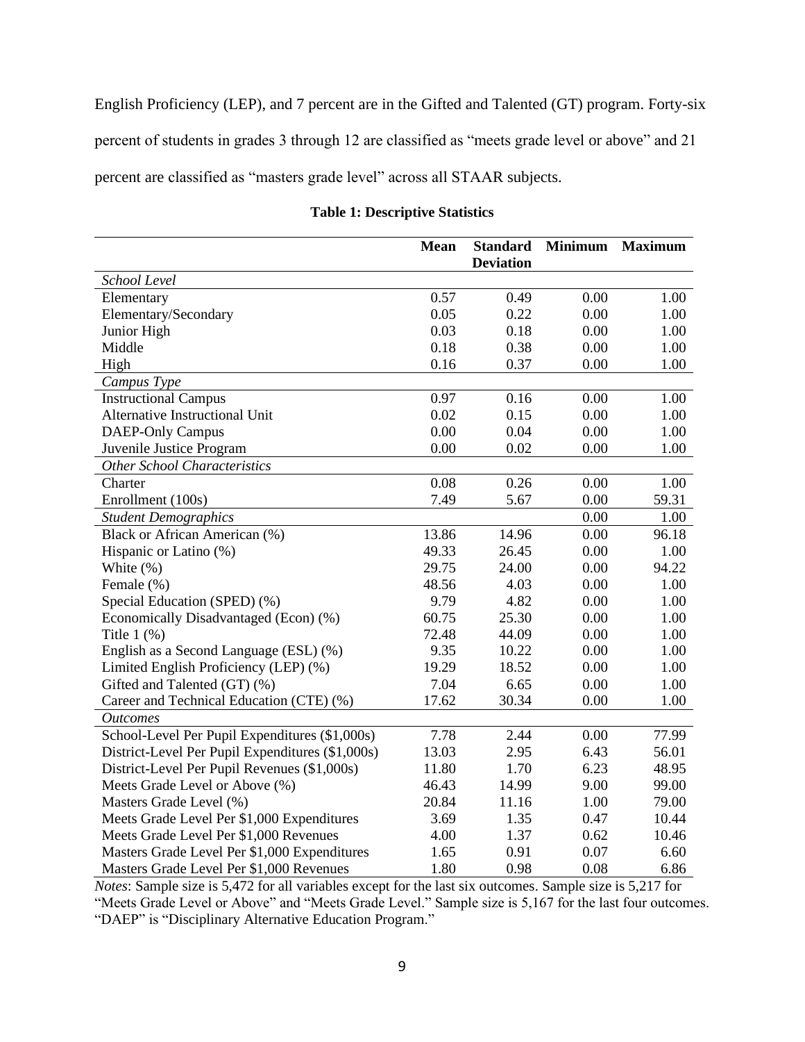English Proficiency (LEP), and 7 percent are in the Gifted and Talented (GT) program. Forty-six percent of students in grades 3 through 12 are classified as "meets grade level or above" and 21 percent are classified as "masters grade level" across all STAAR subjects.

**Table 1: Descriptive Statistics**

| | Mean | Standard Deviation | Minimum | Maximum |
|---|---|---|---|---|
| *School Level* | | | | |
| Elementary | 0.57 | 0.49 | 0.00 | 1.00 |
| Elementary/Secondary | 0.05 | 0.22 | 0.00 | 1.00 |
| Junior High | 0.03 | 0.18 | 0.00 | 1.00 |
| Middle | 0.18 | 0.38 | 0.00 | 1.00 |
| High | 0.16 | 0.37 | 0.00 | 1.00 |
| *Campus Type* | | | | |
| Instructional Campus | 0.97 | 0.16 | 0.00 | 1.00 |
| Alternative Instructional Unit | 0.02 | 0.15 | 0.00 | 1.00 |
| DAEP-Only Campus | 0.00 | 0.04 | 0.00 | 1.00 |
| Juvenile Justice Program | 0.00 | 0.02 | 0.00 | 1.00 |
| *Other School Characteristics* | | | | |
| Charter | 0.08 | 0.26 | 0.00 | 1.00 |
| Enrollment (100s) | 7.49 | 5.67 | 0.00 | 59.31 |
| *Student Demographics* | | | 0.00 | 1.00 |
| Black or African American (%) | 13.86 | 14.96 | 0.00 | 96.18 |
| Hispanic or Latino (%) | 49.33 | 26.45 | 0.00 | 1.00 |
| White (%) | 29.75 | 24.00 | 0.00 | 94.22 |
| Female (%) | 48.56 | 4.03 | 0.00 | 1.00 |
| Special Education (SPED) (%) | 9.79 | 4.82 | 0.00 | 1.00 |
| Economically Disadvantaged (Econ) (%) | 60.75 | 25.30 | 0.00 | 1.00 |
| Title 1 (%) | 72.48 | 44.09 | 0.00 | 1.00 |
| English as a Second Language (ESL) (%) | 9.35 | 10.22 | 0.00 | 1.00 |
| Limited English Proficiency (LEP) (%) | 19.29 | 18.52 | 0.00 | 1.00 |
| Gifted and Talented (GT) (%) | 7.04 | 6.65 | 0.00 | 1.00 |
| Career and Technical Education (CTE) (%) | 17.62 | 30.34 | 0.00 | 1.00 |
| *Outcomes* | | | | |
| School-Level Per Pupil Expenditures ($1,000s) | 7.78 | 2.44 | 0.00 | 77.99 |
| District-Level Per Pupil Expenditures ($1,000s) | 13.03 | 2.95 | 6.43 | 56.01 |
| District-Level Per Pupil Revenues ($1,000s) | 11.80 | 1.70 | 6.23 | 48.95 |
| Meets Grade Level or Above (%) | 46.43 | 14.99 | 9.00 | 99.00 |
| Masters Grade Level (%) | 20.84 | 11.16 | 1.00 | 79.00 |
| Meets Grade Level Per $1,000 Expenditures | 3.69 | 1.35 | 0.47 | 10.44 |
| Meets Grade Level Per $1,000 Revenues | 4.00 | 1.37 | 0.62 | 10.46 |
| Masters Grade Level Per $1,000 Expenditures | 1.65 | 0.91 | 0.07 | 6.60 |
| Masters Grade Level Per $1,000 Revenues | 1.80 | 0.98 | 0.08 | 6.86 |

*Notes*: Sample size is 5,472 for all variables except for the last six outcomes. Sample size is 5,217 for "Meets Grade Level or Above" and "Meets Grade Level." Sample size is 5,167 for the last four outcomes. "DAEP" is "Disciplinary Alternative Education Program."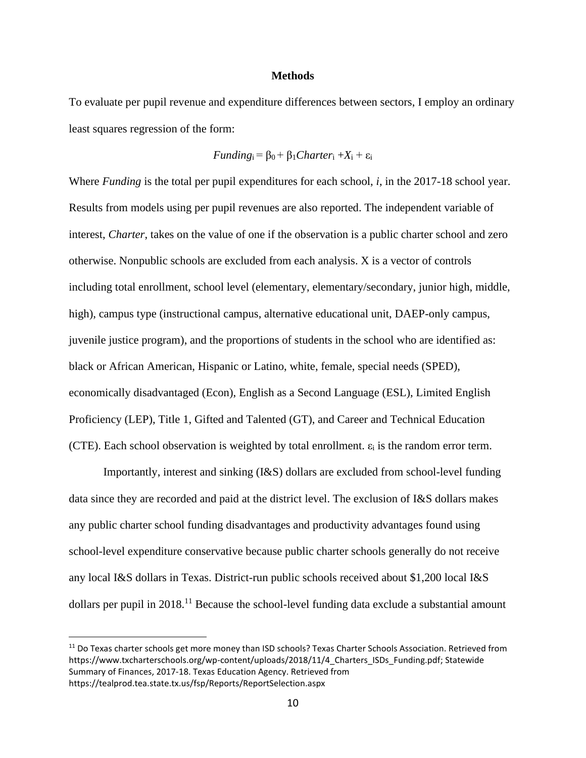## Methods

To evaluate per pupil revenue and expenditure differences between sectors, I employ an ordinary least squares regression of the form:

$$Funding_i = \beta_0 + \beta_1 Charter_i + X_i + \varepsilon_i$$

Where *Funding* is the total per pupil expenditures for each school, *i*, in the 2017-18 school year. Results from models using per pupil revenues are also reported. The independent variable of interest, *Charter*, takes on the value of one if the observation is a public charter school and zero otherwise. Nonpublic schools are excluded from each analysis. X is a vector of controls including total enrollment, school level (elementary, elementary/secondary, junior high, middle, high), campus type (instructional campus, alternative educational unit, DAEP-only campus, juvenile justice program), and the proportions of students in the school who are identified as: black or African American, Hispanic or Latino, white, female, special needs (SPED), economically disadvantaged (Econ), English as a Second Language (ESL), Limited English Proficiency (LEP), Title 1, Gifted and Talented (GT), and Career and Technical Education (CTE). Each school observation is weighted by total enrollment. $\varepsilon_i$ is the random error term.

Importantly, interest and sinking (I&S) dollars are excluded from school-level funding data since they are recorded and paid at the district level. The exclusion of I&S dollars makes any public charter school funding disadvantages and productivity advantages found using school-level expenditure conservative because public charter schools generally do not receive any local I&S dollars in Texas. District-run public schools received about $1,200 local I&S dollars per pupil in 2018.[11] Because the school-level funding data exclude a substantial amount

[11] Do Texas charter schools get more money than ISD schools? Texas Charter Schools Association. Retrieved from https://www.txcharterschools.org/wp-content/uploads/2018/11/4_Charters_ISDs_Funding.pdf; Statewide Summary of Finances, 2017-18. Texas Education Agency. Retrieved from https://tealprod.tea.state.tx.us/fsp/Reports/ReportSelection.aspx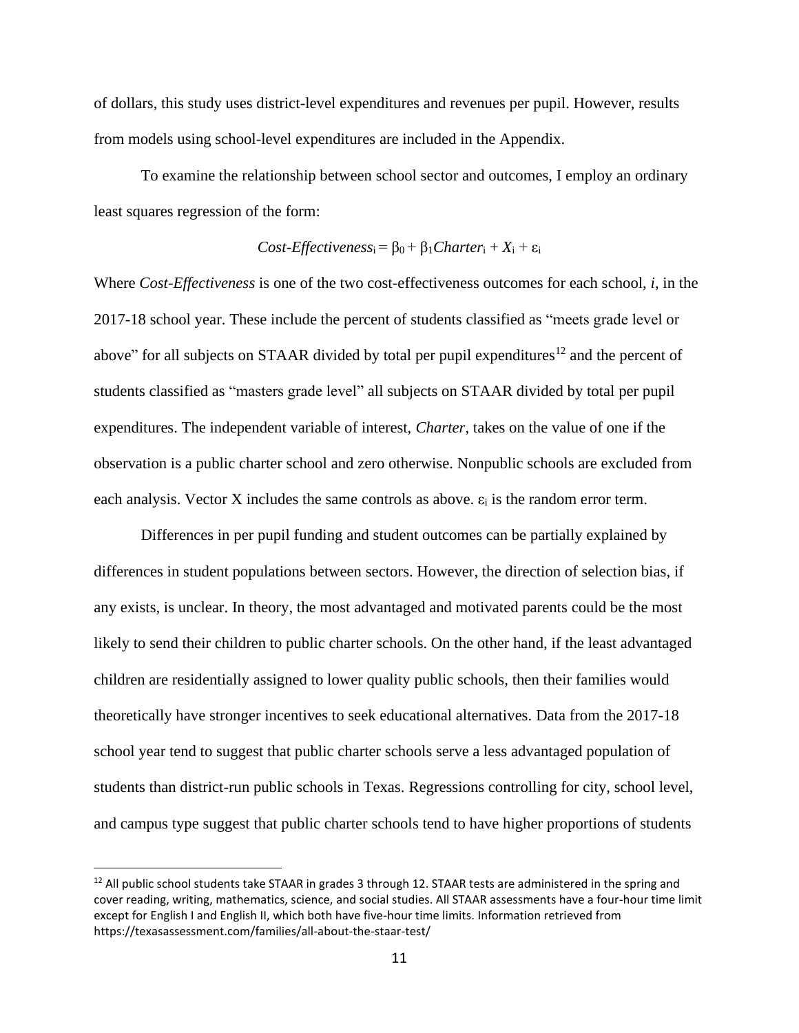of dollars, this study uses district-level expenditures and revenues per pupil. However, results from models using school-level expenditures are included in the Appendix.

To examine the relationship between school sector and outcomes, I employ an ordinary least squares regression of the form:

$$\text{Cost-Effectiveness}_i = \beta_0 + \beta_1 \text{Charter}_i + X_i + \varepsilon_i$$

Where *Cost-Effectiveness* is one of the two cost-effectiveness outcomes for each school, *i*, in the 2017-18 school year. These include the percent of students classified as "meets grade level or above" for all subjects on STAAR divided by total per pupil expenditures[12] and the percent of students classified as "masters grade level" all subjects on STAAR divided by total per pupil expenditures. The independent variable of interest, *Charter*, takes on the value of one if the observation is a public charter school and zero otherwise. Nonpublic schools are excluded from each analysis. Vector X includes the same controls as above. $\varepsilon_i$ is the random error term.

Differences in per pupil funding and student outcomes can be partially explained by differences in student populations between sectors. However, the direction of selection bias, if any exists, is unclear. In theory, the most advantaged and motivated parents could be the most likely to send their children to public charter schools. On the other hand, if the least advantaged children are residentially assigned to lower quality public schools, then their families would theoretically have stronger incentives to seek educational alternatives. Data from the 2017-18 school year tend to suggest that public charter schools serve a less advantaged population of students than district-run public schools in Texas. Regressions controlling for city, school level, and campus type suggest that public charter schools tend to have higher proportions of students

[12] All public school students take STAAR in grades 3 through 12. STAAR tests are administered in the spring and cover reading, writing, mathematics, science, and social studies. All STAAR assessments have a four-hour time limit except for English I and English II, which both have five-hour time limits. Information retrieved from https://texasassessment.com/families/all-about-the-staar-test/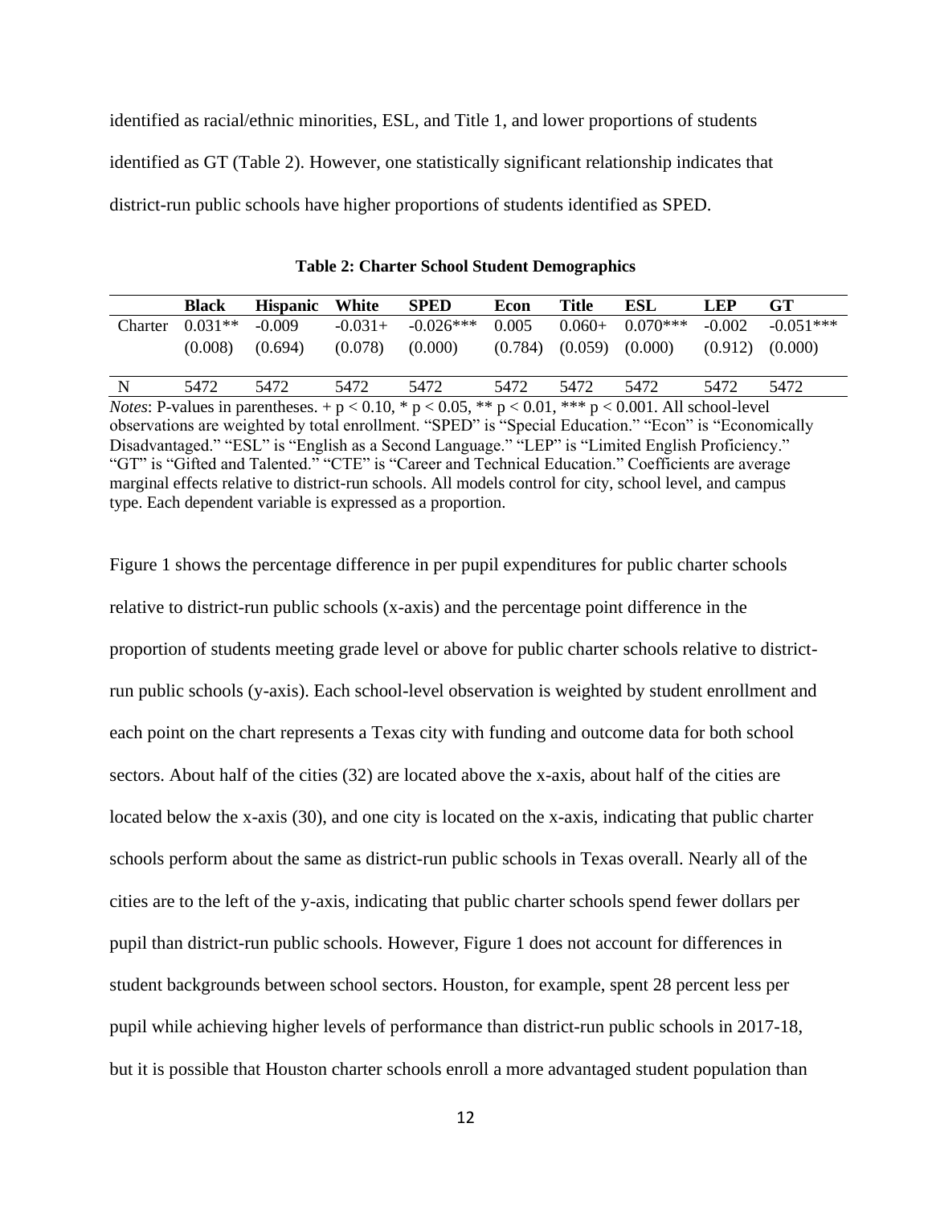identified as racial/ethnic minorities, ESL, and Title 1, and lower proportions of students identified as GT (Table 2). However, one statistically significant relationship indicates that district-run public schools have higher proportions of students identified as SPED.

**Table 2: Charter School Student Demographics**

| | Black | Hispanic | White | SPED | Econ | Title | ESL | LEP | GT |
|---|---|---|---|---|---|---|---|---|---|
| Charter | 0.031** | -0.009 | -0.031+ | -0.026*** | 0.005 | 0.060+ | 0.070*** | -0.002 | -0.051*** |
| | (0.008) | (0.694) | (0.078) | (0.000) | (0.784) | (0.059) | (0.000) | (0.912) | (0.000) |
| N | 5472 | 5472 | 5472 | 5472 | 5472 | 5472 | 5472 | 5472 | 5472 |

*Notes*: P-values in parentheses. + $p < 0.10$, * $p < 0.05$, ** $p < 0.01$, *** $p < 0.001$. All school-level observations are weighted by total enrollment. "SPED" is "Special Education." "Econ" is "Economically Disadvantaged." "ESL" is "English as a Second Language." "LEP" is "Limited English Proficiency." "GT" is "Gifted and Talented." "CTE" is "Career and Technical Education." Coefficients are average marginal effects relative to district-run schools. All models control for city, school level, and campus type. Each dependent variable is expressed as a proportion.

Figure 1 shows the percentage difference in per pupil expenditures for public charter schools relative to district-run public schools (x-axis) and the percentage point difference in the proportion of students meeting grade level or above for public charter schools relative to district-run public schools (y-axis). Each school-level observation is weighted by student enrollment and each point on the chart represents a Texas city with funding and outcome data for both school sectors. About half of the cities (32) are located above the x-axis, about half of the cities are located below the x-axis (30), and one city is located on the x-axis, indicating that public charter schools perform about the same as district-run public schools in Texas overall. Nearly all of the cities are to the left of the y-axis, indicating that public charter schools spend fewer dollars per pupil than district-run public schools. However, Figure 1 does not account for differences in student backgrounds between school sectors. Houston, for example, spent 28 percent less per pupil while achieving higher levels of performance than district-run public schools in 2017-18, but it is possible that Houston charter schools enroll a more advantaged student population than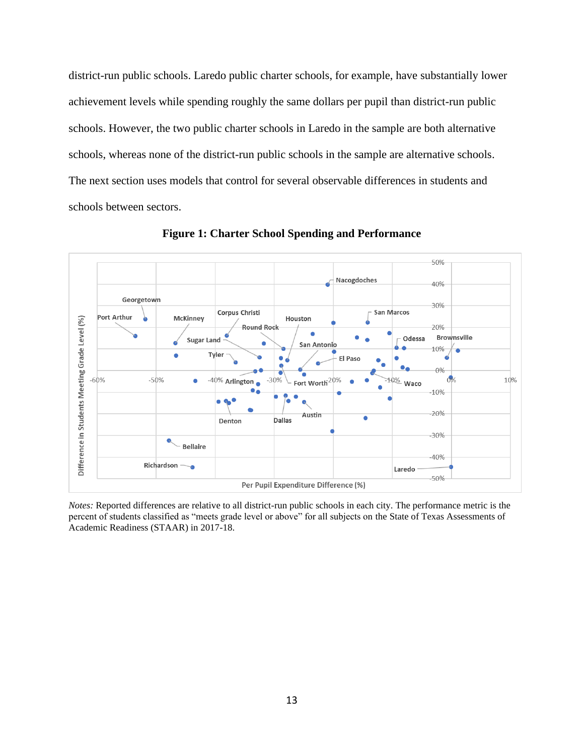district-run public schools. Laredo public charter schools, for example, have substantially lower achievement levels while spending roughly the same dollars per pupil than district-run public schools. However, the two public charter schools in Laredo in the sample are both alternative schools, whereas none of the district-run public schools in the sample are alternative schools. The next section uses models that control for several observable differences in students and schools between sectors.

**Figure 1: Charter School Spending and Performance**

*Notes:* Reported differences are relative to all district-run public schools in each city. The performance metric is the percent of students classified as "meets grade level or above" for all subjects on the State of Texas Assessments of Academic Readiness (STAAR) in 2017-18.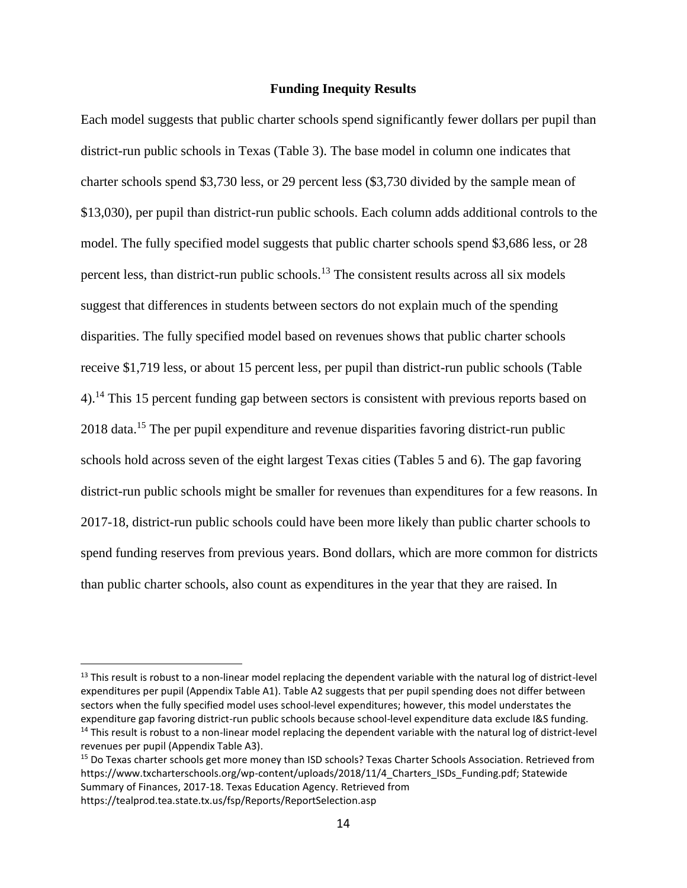### Funding Inequity Results

Each model suggests that public charter schools spend significantly fewer dollars per pupil than district-run public schools in Texas (Table 3). The base model in column one indicates that charter schools spend $3,730 less, or 29 percent less ($3,730 divided by the sample mean of $13,030), per pupil than district-run public schools. Each column adds additional controls to the model. The fully specified model suggests that public charter schools spend $3,686 less, or 28 percent less, than district-run public schools.[13] The consistent results across all six models suggest that differences in students between sectors do not explain much of the spending disparities. The fully specified model based on revenues shows that public charter schools receive $1,719 less, or about 15 percent less, per pupil than district-run public schools (Table 4).[14] This 15 percent funding gap between sectors is consistent with previous reports based on 2018 data.[15] The per pupil expenditure and revenue disparities favoring district-run public schools hold across seven of the eight largest Texas cities (Tables 5 and 6). The gap favoring district-run public schools might be smaller for revenues than expenditures for a few reasons. In 2017-18, district-run public schools could have been more likely than public charter schools to spend funding reserves from previous years. Bond dollars, which are more common for districts than public charter schools, also count as expenditures in the year that they are raised. In

---

[13] This result is robust to a non-linear model replacing the dependent variable with the natural log of district-level expenditures per pupil (Appendix Table A1). Table A2 suggests that per pupil spending does not differ between sectors when the fully specified model uses school-level expenditures; however, this model understates the expenditure gap favoring district-run public schools because school-level expenditure data exclude I&S funding.

[14] This result is robust to a non-linear model replacing the dependent variable with the natural log of district-level revenues per pupil (Appendix Table A3).

[15] Do Texas charter schools get more money than ISD schools? Texas Charter Schools Association. Retrieved from https://www.txcharterschools.org/wp-content/uploads/2018/11/4_Charters_ISDs_Funding.pdf; Statewide Summary of Finances, 2017-18. Texas Education Agency. Retrieved from https://tealprod.tea.state.tx.us/fsp/Reports/ReportSelection.asp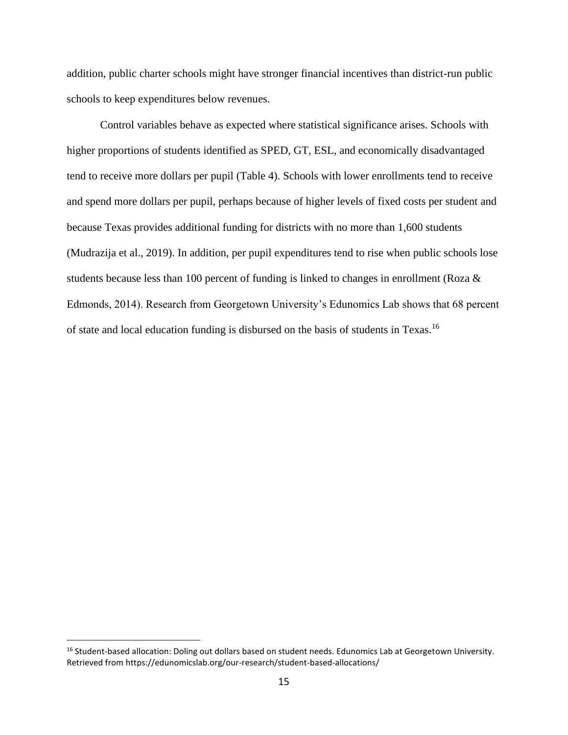addition, public charter schools might have stronger financial incentives than district-run public schools to keep expenditures below revenues.

Control variables behave as expected where statistical significance arises. Schools with higher proportions of students identified as SPED, GT, ESL, and economically disadvantaged tend to receive more dollars per pupil (Table 4). Schools with lower enrollments tend to receive and spend more dollars per pupil, perhaps because of higher levels of fixed costs per student and because Texas provides additional funding for districts with no more than 1,600 students (Mudrazija et al., 2019). In addition, per pupil expenditures tend to rise when public schools lose students because less than 100 percent of funding is linked to changes in enrollment (Roza & Edmonds, 2014). Research from Georgetown University's Edunomics Lab shows that 68 percent of state and local education funding is disbursed on the basis of students in Texas.[16]

[16] Student-based allocation: Doling out dollars based on student needs. Edunomics Lab at Georgetown University. Retrieved from https://edunomicslab.org/our-research/student-based-allocations/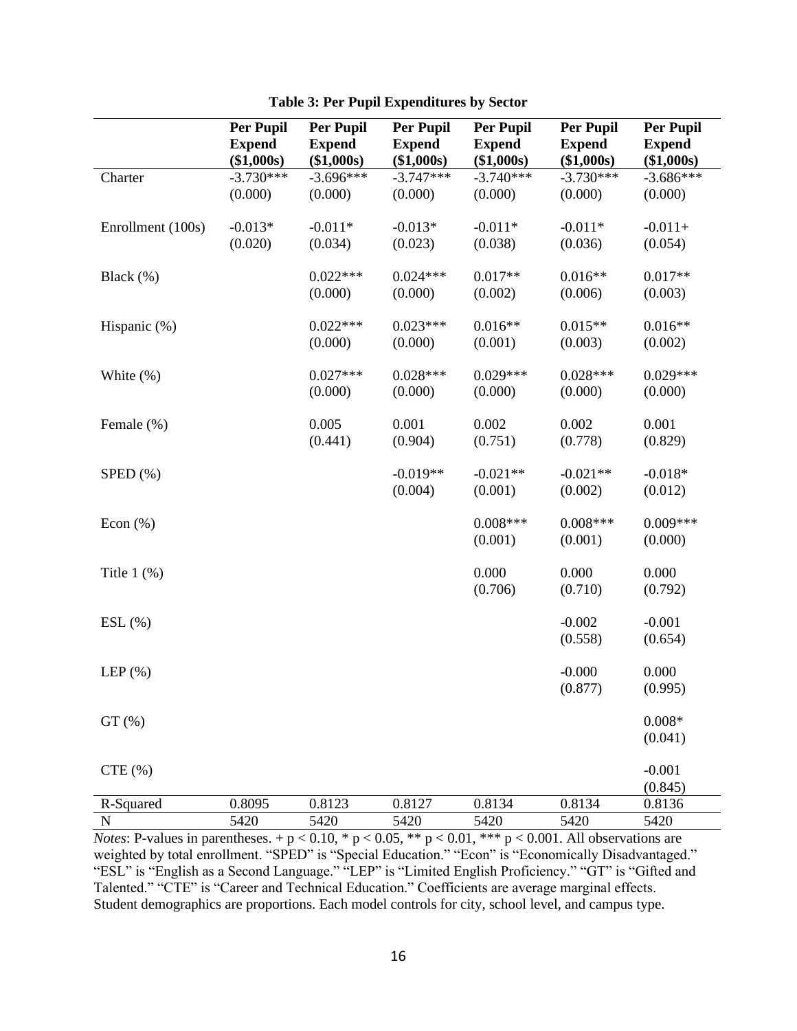**Table 3: Per Pupil Expenditures by Sector**

| | Per Pupil Expend ($1,000s) | Per Pupil Expend ($1,000s) | Per Pupil Expend ($1,000s) | Per Pupil Expend ($1,000s) | Per Pupil Expend ($1,000s) | Per Pupil Expend ($1,000s) |
|---|---|---|---|---|---|---|
| Charter | -3.730*** | -3.696*** | -3.747*** | -3.740*** | -3.730*** | -3.686*** |
| | (0.000) | (0.000) | (0.000) | (0.000) | (0.000) | (0.000) |
| Enrollment (100s) | -0.013* | -0.011* | -0.013* | -0.011* | -0.011* | -0.011+ |
| | (0.020) | (0.034) | (0.023) | (0.038) | (0.036) | (0.054) |
| Black (%) | | 0.022*** | 0.024*** | 0.017** | 0.016** | 0.017** |
| | | (0.000) | (0.000) | (0.002) | (0.006) | (0.003) |
| Hispanic (%) | | 0.022*** | 0.023*** | 0.016** | 0.015** | 0.016** |
| | | (0.000) | (0.000) | (0.001) | (0.003) | (0.002) |
| White (%) | | 0.027*** | 0.028*** | 0.029*** | 0.028*** | 0.029*** |
| | | (0.000) | (0.000) | (0.000) | (0.000) | (0.000) |
| Female (%) | | 0.005 | 0.001 | 0.002 | 0.002 | 0.001 |
| | | (0.441) | (0.904) | (0.751) | (0.778) | (0.829) |
| SPED (%) | | | -0.019** | -0.021** | -0.021** | -0.018* |
| | | | (0.004) | (0.001) | (0.002) | (0.012) |
| Econ (%) | | | | 0.008*** | 0.008*** | 0.009*** |
| | | | | (0.001) | (0.001) | (0.000) |
| Title 1 (%) | | | | 0.000 | 0.000 | 0.000 |
| | | | | (0.706) | (0.710) | (0.792) |
| ESL (%) | | | | | -0.002 | -0.001 |
| | | | | | (0.558) | (0.654) |
| LEP (%) | | | | | -0.000 | 0.000 |
| | | | | | (0.877) | (0.995) |
| GT (%) | | | | | | 0.008* |
| | | | | | | (0.041) |
| CTE (%) | | | | | | -0.001 |
| | | | | | | (0.845) |
| R-Squared | 0.8095 | 0.8123 | 0.8127 | 0.8134 | 0.8134 | 0.8136 |
| N | 5420 | 5420 | 5420 | 5420 | 5420 | 5420 |

*Notes*: P-values in parentheses. + $p < 0.10$, * $p < 0.05$, ** $p < 0.01$, *** $p < 0.001$. All observations are weighted by total enrollment. "SPED" is "Special Education." "Econ" is "Economically Disadvantaged." "ESL" is "English as a Second Language." "LEP" is "Limited English Proficiency." "GT" is "Gifted and Talented." "CTE" is "Career and Technical Education." Coefficients are average marginal effects. Student demographics are proportions. Each model controls for city, school level, and campus type.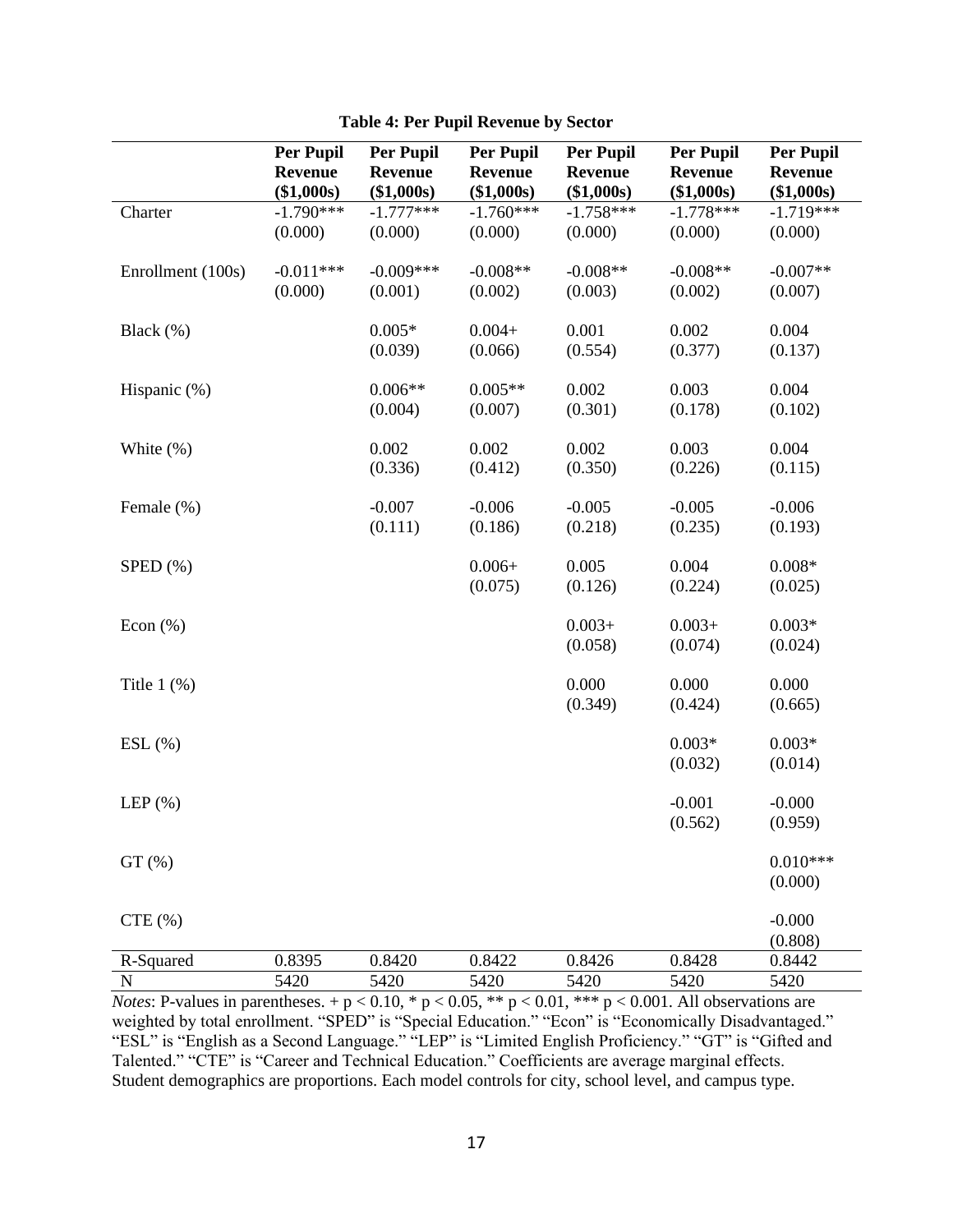**Table 4: Per Pupil Revenue by Sector**

| | Per Pupil Revenue ($1,000s) | Per Pupil Revenue ($1,000s) | Per Pupil Revenue ($1,000s) | Per Pupil Revenue ($1,000s) | Per Pupil Revenue ($1,000s) | Per Pupil Revenue ($1,000s) |
|---|---|---|---|---|---|---|
| Charter | -1.790*** | -1.777*** | -1.760*** | -1.758*** | -1.778*** | -1.719*** |
| | (0.000) | (0.000) | (0.000) | (0.000) | (0.000) | (0.000) |
| Enrollment (100s) | -0.011*** | -0.009*** | -0.008** | -0.008** | -0.008** | -0.007** |
| | (0.000) | (0.001) | (0.002) | (0.003) | (0.002) | (0.007) |
| Black (%) | | 0.005* | 0.004+ | 0.001 | 0.002 | 0.004 |
| | | (0.039) | (0.066) | (0.554) | (0.377) | (0.137) |
| Hispanic (%) | | 0.006** | 0.005** | 0.002 | 0.003 | 0.004 |
| | | (0.004) | (0.007) | (0.301) | (0.178) | (0.102) |
| White (%) | | 0.002 | 0.002 | 0.002 | 0.003 | 0.004 |
| | | (0.336) | (0.412) | (0.350) | (0.226) | (0.115) |
| Female (%) | | -0.007 | -0.006 | -0.005 | -0.005 | -0.006 |
| | | (0.111) | (0.186) | (0.218) | (0.235) | (0.193) |
| SPED (%) | | | 0.006+ | 0.005 | 0.004 | 0.008* |
| | | | (0.075) | (0.126) | (0.224) | (0.025) |
| Econ (%) | | | | 0.003+ | 0.003+ | 0.003* |
| | | | | (0.058) | (0.074) | (0.024) |
| Title 1 (%) | | | | 0.000 | 0.000 | 0.000 |
| | | | | (0.349) | (0.424) | (0.665) |
| ESL (%) | | | | | 0.003* | 0.003* |
| | | | | | (0.032) | (0.014) |
| LEP (%) | | | | | -0.001 | -0.000 |
| | | | | | (0.562) | (0.959) |
| GT (%) | | | | | | 0.010*** |
| | | | | | | (0.000) |
| CTE (%) | | | | | | -0.000 |
| | | | | | | (0.808) |
| R-Squared | 0.8395 | 0.8420 | 0.8422 | 0.8426 | 0.8428 | 0.8442 |
| N | 5420 | 5420 | 5420 | 5420 | 5420 | 5420 |

*Notes*: P-values in parentheses. + $p < 0.10$, * $p < 0.05$, ** $p < 0.01$, *** $p < 0.001$. All observations are weighted by total enrollment. "SPED" is "Special Education." "Econ" is "Economically Disadvantaged." "ESL" is "English as a Second Language." "LEP" is "Limited English Proficiency." "GT" is "Gifted and Talented." "CTE" is "Career and Technical Education." Coefficients are average marginal effects. Student demographics are proportions. Each model controls for city, school level, and campus type.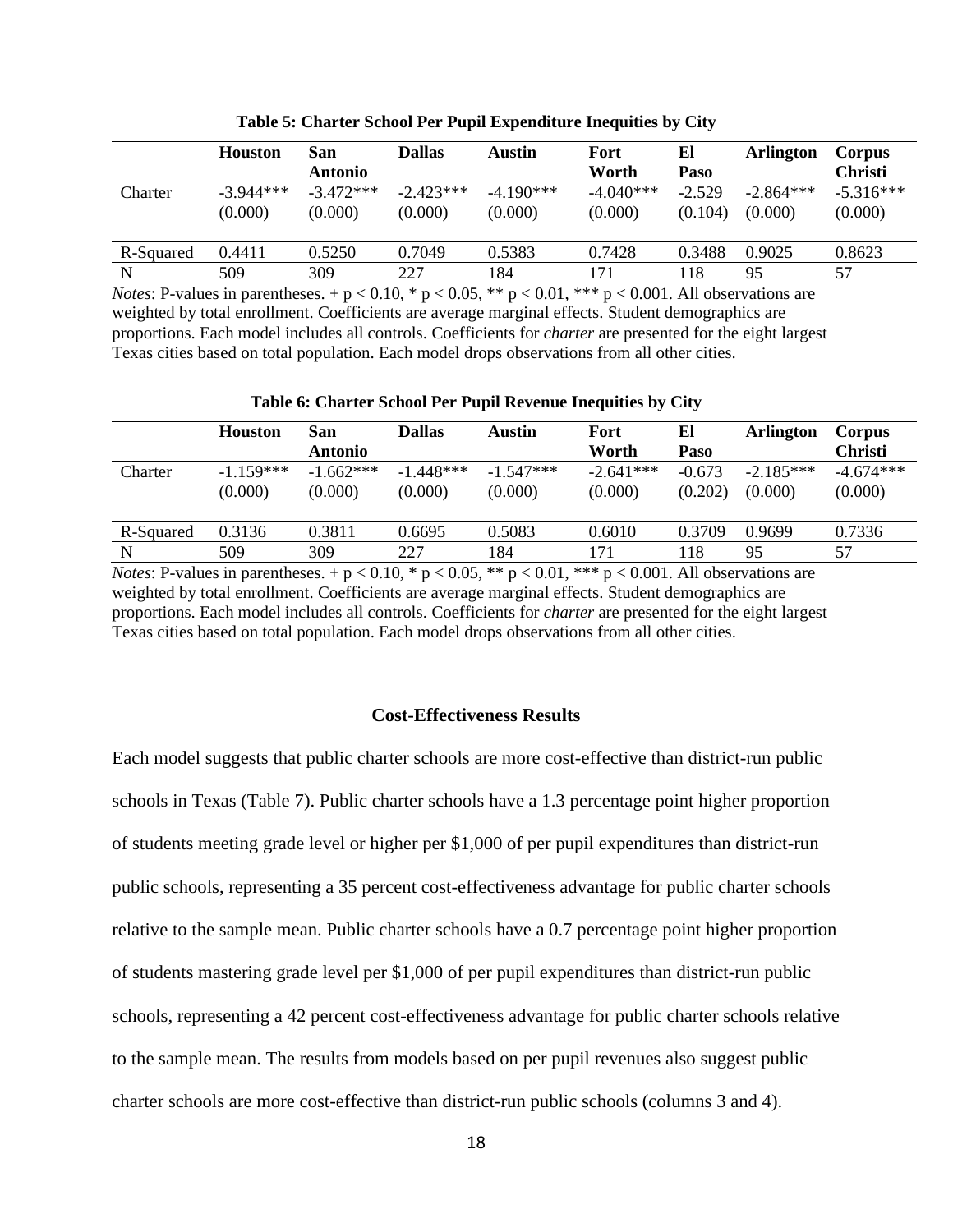**Table 5: Charter School Per Pupil Expenditure Inequities by City**

| | Houston | San Antonio | Dallas | Austin | Fort Worth | El Paso | Arlington | Corpus Christi |
|---|---|---|---|---|---|---|---|---|
| Charter | -3.944*** | -3.472*** | -2.423*** | -4.190*** | -4.040*** | -2.529 | -2.864*** | -5.316*** |
| | (0.000) | (0.000) | (0.000) | (0.000) | (0.000) | (0.104) | (0.000) | (0.000) |
| R-Squared | 0.4411 | 0.5250 | 0.7049 | 0.5383 | 0.7428 | 0.3488 | 0.9025 | 0.8623 |
| N | 509 | 309 | 227 | 184 | 171 | 118 | 95 | 57 |

*Notes*: P-values in parentheses. + $p < 0.10$, * $p < 0.05$, ** $p < 0.01$, *** $p < 0.001$. All observations are weighted by total enrollment. Coefficients are average marginal effects. Student demographics are proportions. Each model includes all controls. Coefficients for *charter* are presented for the eight largest Texas cities based on total population. Each model drops observations from all other cities.

**Table 6: Charter School Per Pupil Revenue Inequities by City**

| | Houston | San Antonio | Dallas | Austin | Fort Worth | El Paso | Arlington | Corpus Christi |
|---|---|---|---|---|---|---|---|---|
| Charter | -1.159*** | -1.662*** | -1.448*** | -1.547*** | -2.641*** | -0.673 | -2.185*** | -4.674*** |
| | (0.000) | (0.000) | (0.000) | (0.000) | (0.000) | (0.202) | (0.000) | (0.000) |
| R-Squared | 0.3136 | 0.3811 | 0.6695 | 0.5083 | 0.6010 | 0.3709 | 0.9699 | 0.7336 |
| N | 509 | 309 | 227 | 184 | 171 | 118 | 95 | 57 |

*Notes*: P-values in parentheses. + $p < 0.10$, * $p < 0.05$, ** $p < 0.01$, *** $p < 0.001$. All observations are weighted by total enrollment. Coefficients are average marginal effects. Student demographics are proportions. Each model includes all controls. Coefficients for *charter* are presented for the eight largest Texas cities based on total population. Each model drops observations from all other cities.

## Cost-Effectiveness Results

Each model suggests that public charter schools are more cost-effective than district-run public schools in Texas (Table 7). Public charter schools have a 1.3 percentage point higher proportion of students meeting grade level or higher per $1,000 of per pupil expenditures than district-run public schools, representing a 35 percent cost-effectiveness advantage for public charter schools relative to the sample mean. Public charter schools have a 0.7 percentage point higher proportion of students mastering grade level per $1,000 of per pupil expenditures than district-run public schools, representing a 42 percent cost-effectiveness advantage for public charter schools relative to the sample mean. The results from models based on per pupil revenues also suggest public charter schools are more cost-effective than district-run public schools (columns 3 and 4).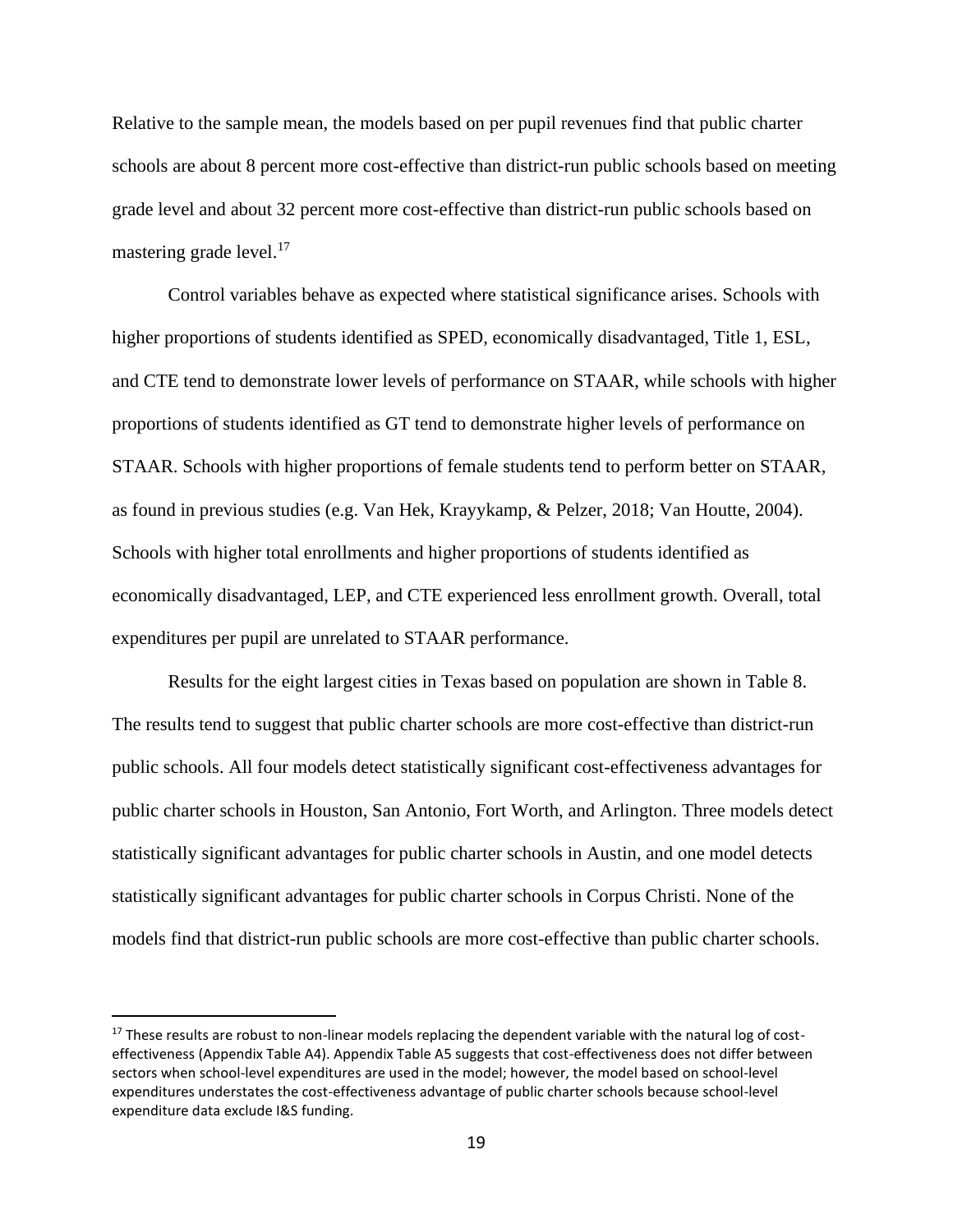Relative to the sample mean, the models based on per pupil revenues find that public charter schools are about 8 percent more cost-effective than district-run public schools based on meeting grade level and about 32 percent more cost-effective than district-run public schools based on mastering grade level.[17]

Control variables behave as expected where statistical significance arises. Schools with higher proportions of students identified as SPED, economically disadvantaged, Title 1, ESL, and CTE tend to demonstrate lower levels of performance on STAAR, while schools with higher proportions of students identified as GT tend to demonstrate higher levels of performance on STAAR. Schools with higher proportions of female students tend to perform better on STAAR, as found in previous studies (e.g. Van Hek, Krayykamp, & Pelzer, 2018; Van Houtte, 2004). Schools with higher total enrollments and higher proportions of students identified as economically disadvantaged, LEP, and CTE experienced less enrollment growth. Overall, total expenditures per pupil are unrelated to STAAR performance.

Results for the eight largest cities in Texas based on population are shown in Table 8. The results tend to suggest that public charter schools are more cost-effective than district-run public schools. All four models detect statistically significant cost-effectiveness advantages for public charter schools in Houston, San Antonio, Fort Worth, and Arlington. Three models detect statistically significant advantages for public charter schools in Austin, and one model detects statistically significant advantages for public charter schools in Corpus Christi. None of the models find that district-run public schools are more cost-effective than public charter schools.

[17] These results are robust to non-linear models replacing the dependent variable with the natural log of cost-effectiveness (Appendix Table A4). Appendix Table A5 suggests that cost-effectiveness does not differ between sectors when school-level expenditures are used in the model; however, the model based on school-level expenditures understates the cost-effectiveness advantage of public charter schools because school-level expenditure data exclude I&S funding.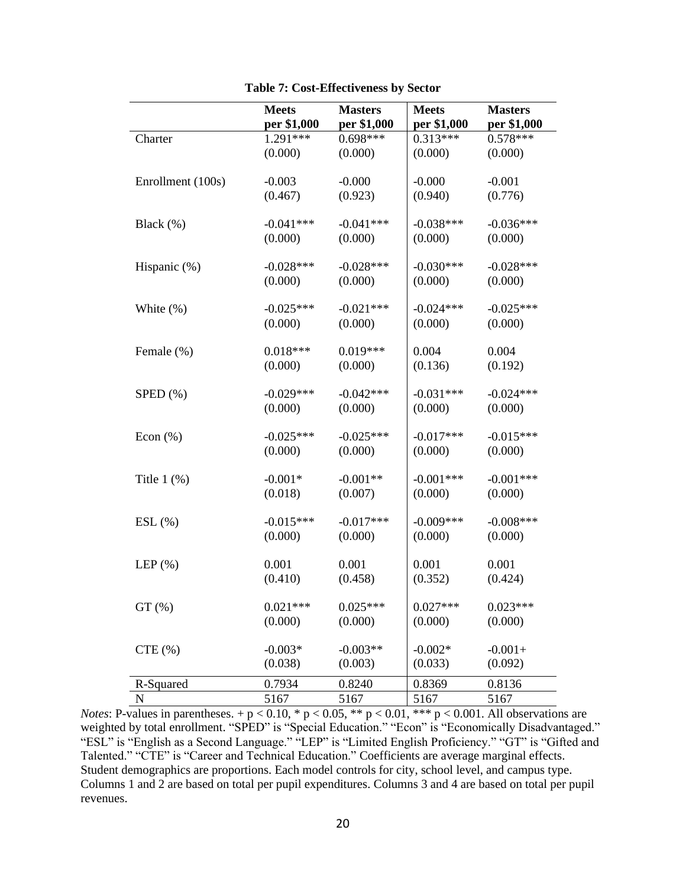**Table 7: Cost-Effectiveness by Sector**

| | Meets per $1,000 | Masters per $1,000 | Meets per $1,000 | Masters per $1,000 |
|---|---|---|---|---|
| Charter | 1.291*** | 0.698*** | 0.313*** | 0.578*** |
| | (0.000) | (0.000) | (0.000) | (0.000) |
| Enrollment (100s) | -0.003 | -0.000 | -0.000 | -0.001 |
| | (0.467) | (0.923) | (0.940) | (0.776) |
| Black (%) | -0.041*** | -0.041*** | -0.038*** | -0.036*** |
| | (0.000) | (0.000) | (0.000) | (0.000) |
| Hispanic (%) | -0.028*** | -0.028*** | -0.030*** | -0.028*** |
| | (0.000) | (0.000) | (0.000) | (0.000) |
| White (%) | -0.025*** | -0.021*** | -0.024*** | -0.025*** |
| | (0.000) | (0.000) | (0.000) | (0.000) |
| Female (%) | 0.018*** | 0.019*** | 0.004 | 0.004 |
| | (0.000) | (0.000) | (0.136) | (0.192) |
| SPED (%) | -0.029*** | -0.042*** | -0.031*** | -0.024*** |
| | (0.000) | (0.000) | (0.000) | (0.000) |
| Econ (%) | -0.025*** | -0.025*** | -0.017*** | -0.015*** |
| | (0.000) | (0.000) | (0.000) | (0.000) |
| Title 1 (%) | -0.001* | -0.001** | -0.001*** | -0.001*** |
| | (0.018) | (0.007) | (0.000) | (0.000) |
| ESL (%) | -0.015*** | -0.017*** | -0.009*** | -0.008*** |
| | (0.000) | (0.000) | (0.000) | (0.000) |
| LEP (%) | 0.001 | 0.001 | 0.001 | 0.001 |
| | (0.410) | (0.458) | (0.352) | (0.424) |
| GT (%) | 0.021*** | 0.025*** | 0.027*** | 0.023*** |
| | (0.000) | (0.000) | (0.000) | (0.000) |
| CTE (%) | -0.003* | -0.003** | -0.002* | -0.001+ |
| | (0.038) | (0.003) | (0.033) | (0.092) |
| R-Squared | 0.7934 | 0.8240 | 0.8369 | 0.8136 |
| N | 5167 | 5167 | 5167 | 5167 |

*Notes*: P-values in parentheses. + $p < 0.10$, * $p < 0.05$, ** $p < 0.01$, *** $p < 0.001$. All observations are weighted by total enrollment. "SPED" is "Special Education." "Econ" is "Economically Disadvantaged." "ESL" is "English as a Second Language." "LEP" is "Limited English Proficiency." "GT" is "Gifted and Talented." "CTE" is "Career and Technical Education." Coefficients are average marginal effects. Student demographics are proportions. Each model controls for city, school level, and campus type. Columns 1 and 2 are based on total per pupil expenditures. Columns 3 and 4 are based on total per pupil revenues.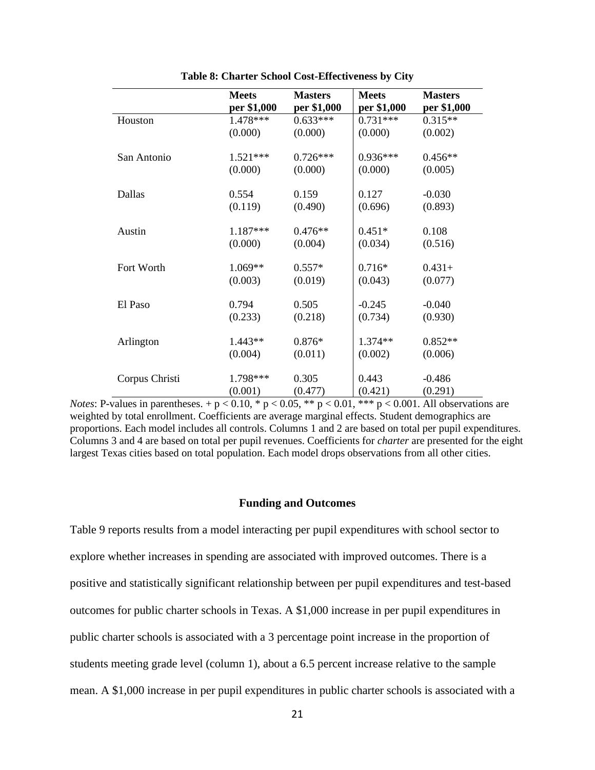**Table 8: Charter School Cost-Effectiveness by City**

| | Meets per $1,000 | Masters per $1,000 | Meets per $1,000 | Masters per $1,000 |
|---|---|---|---|---|
| Houston | 1.478*** | 0.633*** | 0.731*** | 0.315** |
| | (0.000) | (0.000) | (0.000) | (0.002) |
| San Antonio | 1.521*** | 0.726*** | 0.936*** | 0.456** |
| | (0.000) | (0.000) | (0.000) | (0.005) |
| Dallas | 0.554 | 0.159 | 0.127 | -0.030 |
| | (0.119) | (0.490) | (0.696) | (0.893) |
| Austin | 1.187*** | 0.476** | 0.451* | 0.108 |
| | (0.000) | (0.004) | (0.034) | (0.516) |
| Fort Worth | 1.069** | 0.557* | 0.716* | 0.431+ |
| | (0.003) | (0.019) | (0.043) | (0.077) |
| El Paso | 0.794 | 0.505 | -0.245 | -0.040 |
| | (0.233) | (0.218) | (0.734) | (0.930) |
| Arlington | 1.443** | 0.876* | 1.374** | 0.852** |
| | (0.004) | (0.011) | (0.002) | (0.006) |
| Corpus Christi | 1.798*** | 0.305 | 0.443 | -0.486 |
| | (0.001) | (0.477) | (0.421) | (0.291) |

*Notes*: P-values in parentheses. + $p < 0.10$, * $p < 0.05$, ** $p < 0.01$, *** $p < 0.001$. All observations are weighted by total enrollment. Coefficients are average marginal effects. Student demographics are proportions. Each model includes all controls. Columns 1 and 2 are based on total per pupil expenditures. Columns 3 and 4 are based on total per pupil revenues. Coefficients for *charter* are presented for the eight largest Texas cities based on total population. Each model drops observations from all other cities.

### Funding and Outcomes

Table 9 reports results from a model interacting per pupil expenditures with school sector to explore whether increases in spending are associated with improved outcomes. There is a positive and statistically significant relationship between per pupil expenditures and test-based outcomes for public charter schools in Texas. A $1,000 increase in per pupil expenditures in public charter schools is associated with a 3 percentage point increase in the proportion of students meeting grade level (column 1), about a 6.5 percent increase relative to the sample mean. A $1,000 increase in per pupil expenditures in public charter schools is associated with a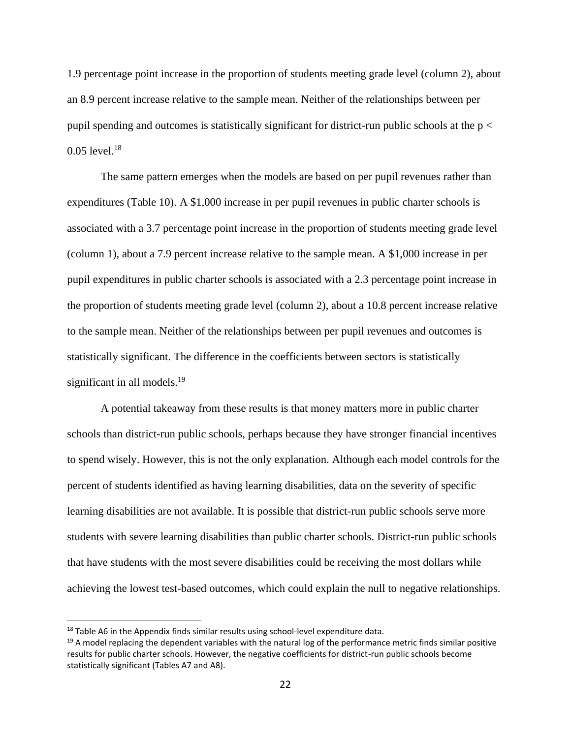1.9 percentage point increase in the proportion of students meeting grade level (column 2), about an 8.9 percent increase relative to the sample mean. Neither of the relationships between per pupil spending and outcomes is statistically significant for district-run public schools at the $p < 0.05$ level.[18]

The same pattern emerges when the models are based on per pupil revenues rather than expenditures (Table 10). A $1,000 increase in per pupil revenues in public charter schools is associated with a 3.7 percentage point increase in the proportion of students meeting grade level (column 1), about a 7.9 percent increase relative to the sample mean. A $1,000 increase in per pupil expenditures in public charter schools is associated with a 2.3 percentage point increase in the proportion of students meeting grade level (column 2), about a 10.8 percent increase relative to the sample mean. Neither of the relationships between per pupil revenues and outcomes is statistically significant. The difference in the coefficients between sectors is statistically significant in all models.[19]

A potential takeaway from these results is that money matters more in public charter schools than district-run public schools, perhaps because they have stronger financial incentives to spend wisely. However, this is not the only explanation. Although each model controls for the percent of students identified as having learning disabilities, data on the severity of specific learning disabilities are not available. It is possible that district-run public schools serve more students with severe learning disabilities than public charter schools. District-run public schools that have students with the most severe disabilities could be receiving the most dollars while achieving the lowest test-based outcomes, which could explain the null to negative relationships.

---

[18] Table A6 in the Appendix finds similar results using school-level expenditure data.

[19] A model replacing the dependent variables with the natural log of the performance metric finds similar positive results for public charter schools. However, the negative coefficients for district-run public schools become statistically significant (Tables A7 and A8).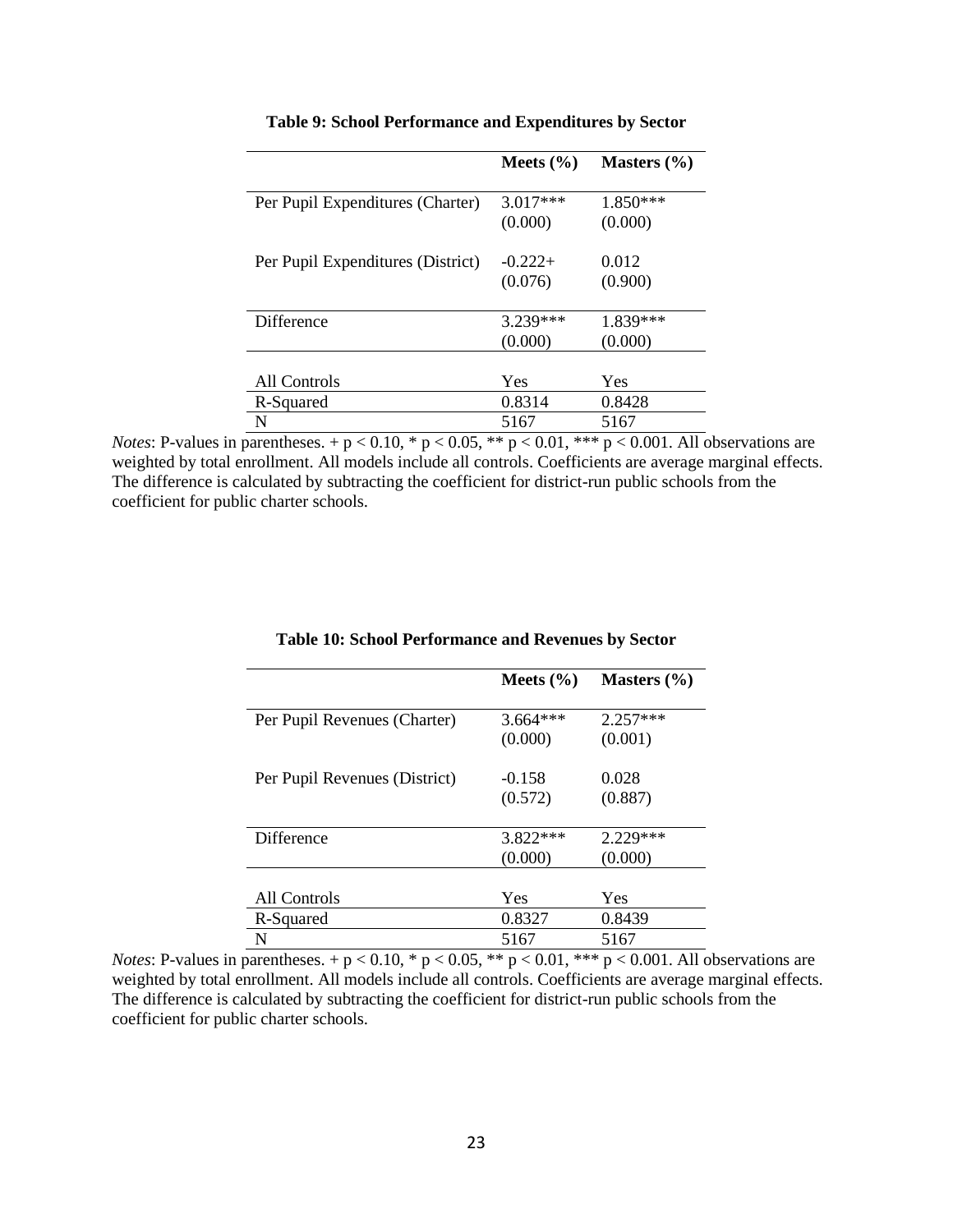**Table 9: School Performance and Expenditures by Sector**

| | Meets (%) | Masters (%) |
|---|---|---|
| Per Pupil Expenditures (Charter) | 3.017*** | 1.850*** |
| | (0.000) | (0.000) |
| Per Pupil Expenditures (District) | -0.222+ | 0.012 |
| | (0.076) | (0.900) |
| Difference | 3.239*** | 1.839*** |
| | (0.000) | (0.000) |
| All Controls | Yes | Yes |
| R-Squared | 0.8314 | 0.8428 |
| N | 5167 | 5167 |

*Notes*: P-values in parentheses. + p < 0.10, * p < 0.05, ** p < 0.01, *** p < 0.001. All observations are weighted by total enrollment. All models include all controls. Coefficients are average marginal effects. The difference is calculated by subtracting the coefficient for district-run public schools from the coefficient for public charter schools.

**Table 10: School Performance and Revenues by Sector**

| | Meets (%) | Masters (%) |
|---|---|---|
| Per Pupil Revenues (Charter) | 3.664*** | 2.257*** |
| | (0.000) | (0.001) |
| Per Pupil Revenues (District) | -0.158 | 0.028 |
| | (0.572) | (0.887) |
| Difference | 3.822*** | 2.229*** |
| | (0.000) | (0.000) |
| All Controls | Yes | Yes |
| R-Squared | 0.8327 | 0.8439 |
| N | 5167 | 5167 |

*Notes*: P-values in parentheses. + p < 0.10, * p < 0.05, ** p < 0.01, *** p < 0.001. All observations are weighted by total enrollment. All models include all controls. Coefficients are average marginal effects. The difference is calculated by subtracting the coefficient for district-run public schools from the coefficient for public charter schools.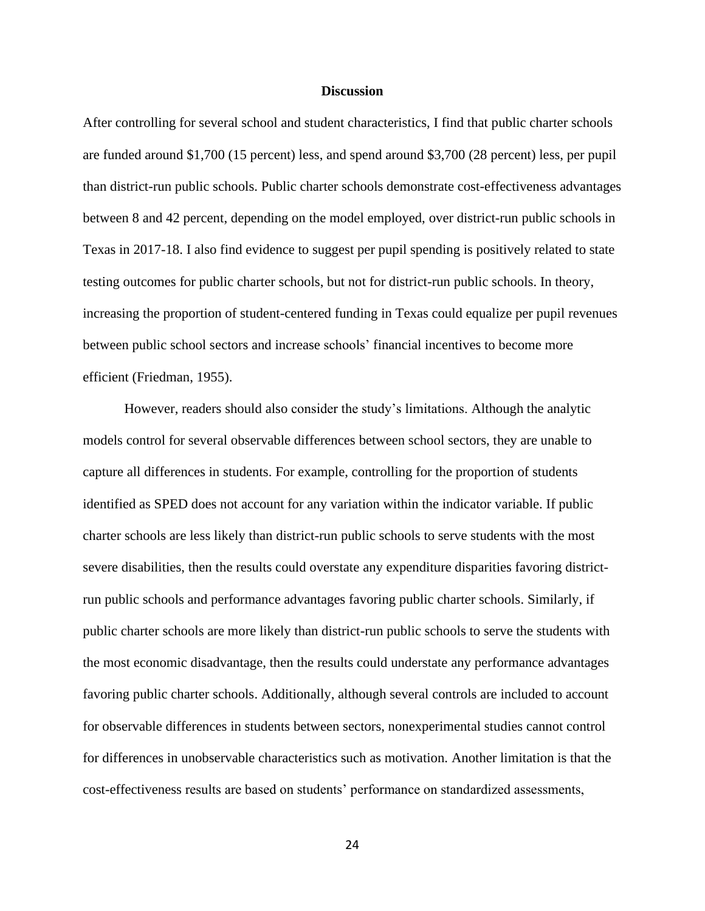## Discussion

After controlling for several school and student characteristics, I find that public charter schools are funded around $1,700 (15 percent) less, and spend around $3,700 (28 percent) less, per pupil than district-run public schools. Public charter schools demonstrate cost-effectiveness advantages between 8 and 42 percent, depending on the model employed, over district-run public schools in Texas in 2017-18. I also find evidence to suggest per pupil spending is positively related to state testing outcomes for public charter schools, but not for district-run public schools. In theory, increasing the proportion of student-centered funding in Texas could equalize per pupil revenues between public school sectors and increase schools' financial incentives to become more efficient (Friedman, 1955).

However, readers should also consider the study's limitations. Although the analytic models control for several observable differences between school sectors, they are unable to capture all differences in students. For example, controlling for the proportion of students identified as SPED does not account for any variation within the indicator variable. If public charter schools are less likely than district-run public schools to serve students with the most severe disabilities, then the results could overstate any expenditure disparities favoring district-run public schools and performance advantages favoring public charter schools. Similarly, if public charter schools are more likely than district-run public schools to serve the students with the most economic disadvantage, then the results could understate any performance advantages favoring public charter schools. Additionally, although several controls are included to account for observable differences in students between sectors, nonexperimental studies cannot control for differences in unobservable characteristics such as motivation. Another limitation is that the cost-effectiveness results are based on students' performance on standardized assessments,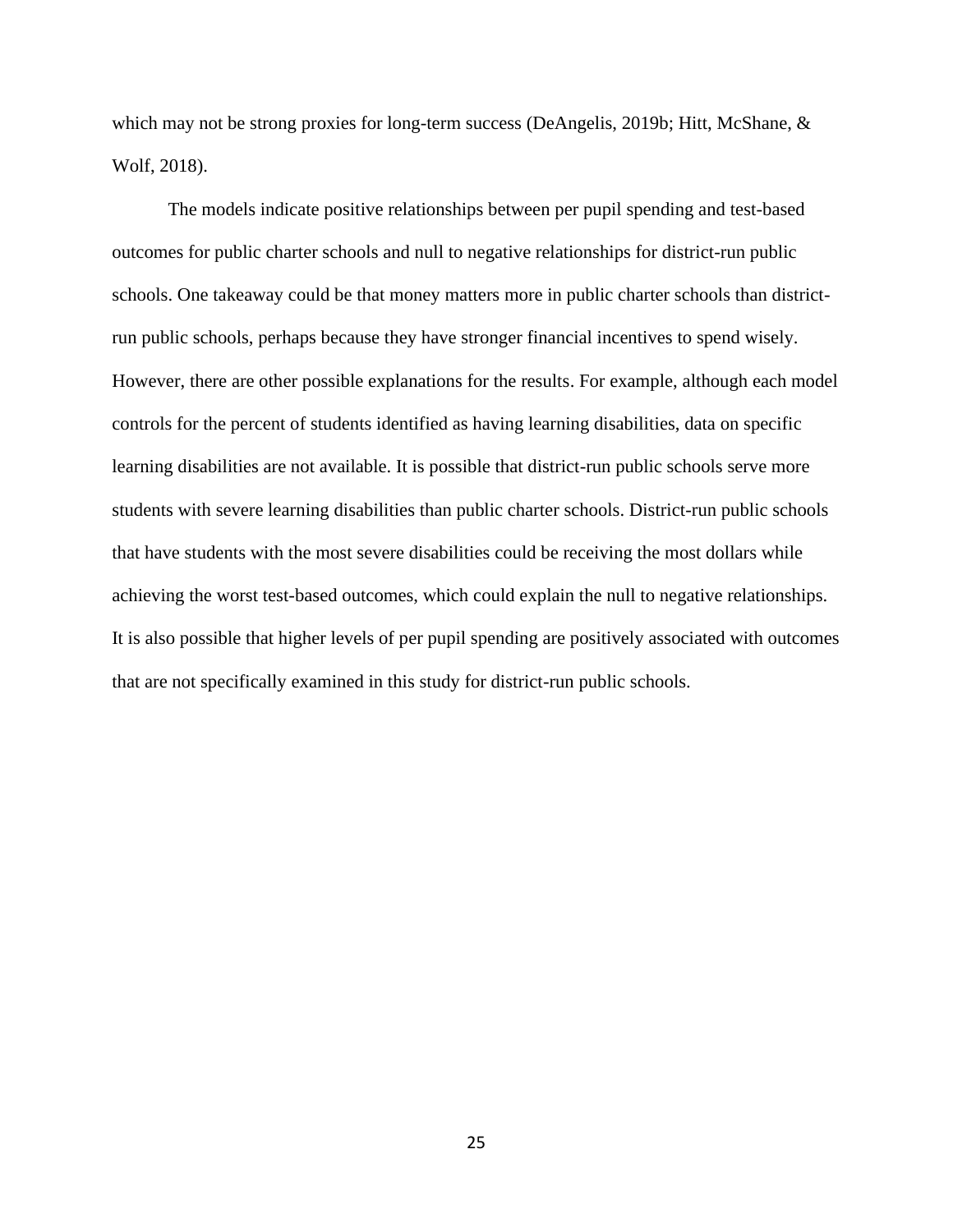which may not be strong proxies for long-term success (DeAngelis, 2019b; Hitt, McShane, & Wolf, 2018).

The models indicate positive relationships between per pupil spending and test-based outcomes for public charter schools and null to negative relationships for district-run public schools. One takeaway could be that money matters more in public charter schools than district-run public schools, perhaps because they have stronger financial incentives to spend wisely. However, there are other possible explanations for the results. For example, although each model controls for the percent of students identified as having learning disabilities, data on specific learning disabilities are not available. It is possible that district-run public schools serve more students with severe learning disabilities than public charter schools. District-run public schools that have students with the most severe disabilities could be receiving the most dollars while achieving the worst test-based outcomes, which could explain the null to negative relationships. It is also possible that higher levels of per pupil spending are positively associated with outcomes that are not specifically examined in this study for district-run public schools.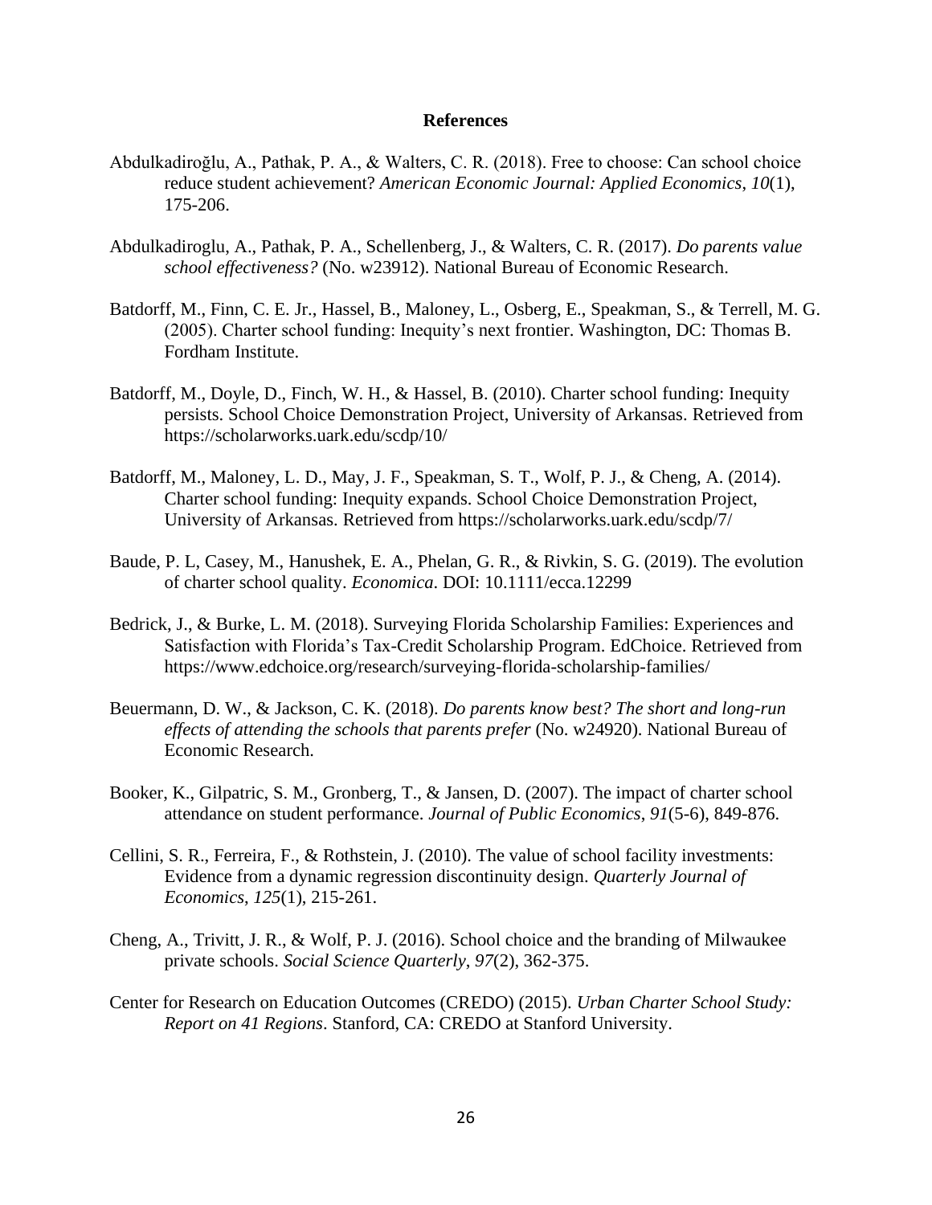# References

Abdulkadiroğlu, A., Pathak, P. A., & Walters, C. R. (2018). Free to choose: Can school choice reduce student achievement? *American Economic Journal: Applied Economics*, *10*(1), 175-206.

Abdulkadiroglu, A., Pathak, P. A., Schellenberg, J., & Walters, C. R. (2017). *Do parents value school effectiveness?* (No. w23912). National Bureau of Economic Research.

Batdorff, M., Finn, C. E. Jr., Hassel, B., Maloney, L., Osberg, E., Speakman, S., & Terrell, M. G. (2005). Charter school funding: Inequity's next frontier. Washington, DC: Thomas B. Fordham Institute.

Batdorff, M., Doyle, D., Finch, W. H., & Hassel, B. (2010). Charter school funding: Inequity persists. School Choice Demonstration Project, University of Arkansas. Retrieved from https://scholarworks.uark.edu/scdp/10/

Batdorff, M., Maloney, L. D., May, J. F., Speakman, S. T., Wolf, P. J., & Cheng, A. (2014). Charter school funding: Inequity expands. School Choice Demonstration Project, University of Arkansas. Retrieved from https://scholarworks.uark.edu/scdp/7/

Baude, P. L, Casey, M., Hanushek, E. A., Phelan, G. R., & Rivkin, S. G. (2019). The evolution of charter school quality. *Economica*. DOI: 10.1111/ecca.12299

Bedrick, J., & Burke, L. M. (2018). Surveying Florida Scholarship Families: Experiences and Satisfaction with Florida's Tax-Credit Scholarship Program. EdChoice. Retrieved from https://www.edchoice.org/research/surveying-florida-scholarship-families/

Beuermann, D. W., & Jackson, C. K. (2018). *Do parents know best? The short and long-run effects of attending the schools that parents prefer* (No. w24920). National Bureau of Economic Research.

Booker, K., Gilpatric, S. M., Gronberg, T., & Jansen, D. (2007). The impact of charter school attendance on student performance. *Journal of Public Economics*, *91*(5-6), 849-876.

Cellini, S. R., Ferreira, F., & Rothstein, J. (2010). The value of school facility investments: Evidence from a dynamic regression discontinuity design. *Quarterly Journal of Economics*, *125*(1), 215-261.

Cheng, A., Trivitt, J. R., & Wolf, P. J. (2016). School choice and the branding of Milwaukee private schools. *Social Science Quarterly*, *97*(2), 362-375.

Center for Research on Education Outcomes (CREDO) (2015). *Urban Charter School Study: Report on 41 Regions*. Stanford, CA: CREDO at Stanford University.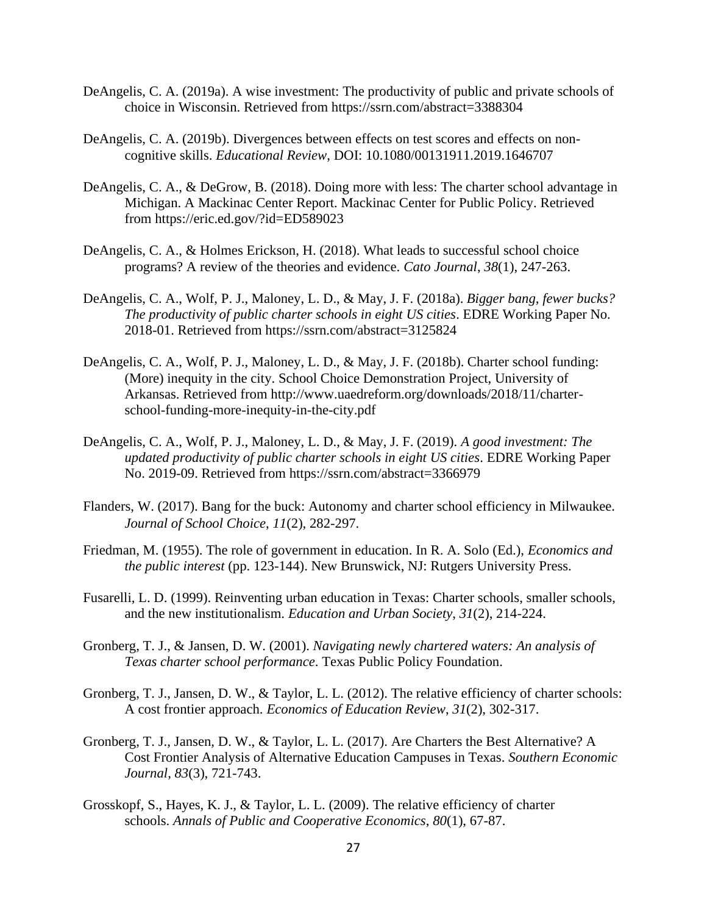DeAngelis, C. A. (2019a). A wise investment: The productivity of public and private schools of choice in Wisconsin. Retrieved from https://ssrn.com/abstract=3388304

DeAngelis, C. A. (2019b). Divergences between effects on test scores and effects on non-cognitive skills. *Educational Review*, DOI: 10.1080/00131911.2019.1646707

DeAngelis, C. A., & DeGrow, B. (2018). Doing more with less: The charter school advantage in Michigan. A Mackinac Center Report. Mackinac Center for Public Policy. Retrieved from https://eric.ed.gov/?id=ED589023

DeAngelis, C. A., & Holmes Erickson, H. (2018). What leads to successful school choice programs? A review of the theories and evidence. *Cato Journal*, *38*(1), 247-263.

DeAngelis, C. A., Wolf, P. J., Maloney, L. D., & May, J. F. (2018a). *Bigger bang, fewer bucks? The productivity of public charter schools in eight US cities*. EDRE Working Paper No. 2018-01. Retrieved from https://ssrn.com/abstract=3125824

DeAngelis, C. A., Wolf, P. J., Maloney, L. D., & May, J. F. (2018b). Charter school funding: (More) inequity in the city. School Choice Demonstration Project, University of Arkansas. Retrieved from http://www.uaedreform.org/downloads/2018/11/charter-school-funding-more-inequity-in-the-city.pdf

DeAngelis, C. A., Wolf, P. J., Maloney, L. D., & May, J. F. (2019). *A good investment: The updated productivity of public charter schools in eight US cities*. EDRE Working Paper No. 2019-09. Retrieved from https://ssrn.com/abstract=3366979

Flanders, W. (2017). Bang for the buck: Autonomy and charter school efficiency in Milwaukee. *Journal of School Choice*, *11*(2), 282-297.

Friedman, M. (1955). The role of government in education. In R. A. Solo (Ed.), *Economics and the public interest* (pp. 123-144). New Brunswick, NJ: Rutgers University Press.

Fusarelli, L. D. (1999). Reinventing urban education in Texas: Charter schools, smaller schools, and the new institutionalism. *Education and Urban Society*, *31*(2), 214-224.

Gronberg, T. J., & Jansen, D. W. (2001). *Navigating newly chartered waters: An analysis of Texas charter school performance*. Texas Public Policy Foundation.

Gronberg, T. J., Jansen, D. W., & Taylor, L. L. (2012). The relative efficiency of charter schools: A cost frontier approach. *Economics of Education Review*, *31*(2), 302-317.

Gronberg, T. J., Jansen, D. W., & Taylor, L. L. (2017). Are Charters the Best Alternative? A Cost Frontier Analysis of Alternative Education Campuses in Texas. *Southern Economic Journal*, *83*(3), 721-743.

Grosskopf, S., Hayes, K. J., & Taylor, L. L. (2009). The relative efficiency of charter schools. *Annals of Public and Cooperative Economics*, *80*(1), 67-87.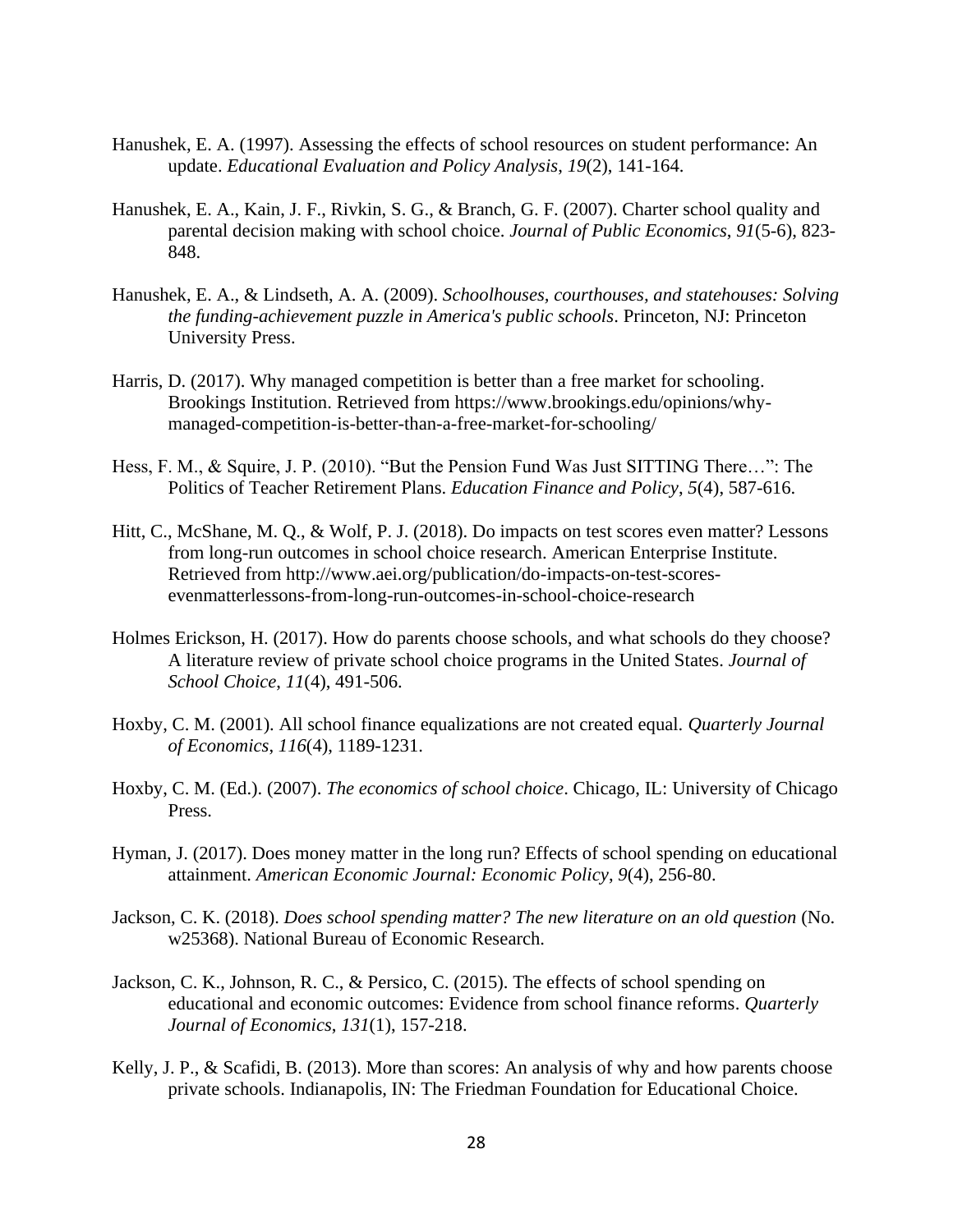Hanushek, E. A. (1997). Assessing the effects of school resources on student performance: An update. *Educational Evaluation and Policy Analysis*, *19*(2), 141-164.

Hanushek, E. A., Kain, J. F., Rivkin, S. G., & Branch, G. F. (2007). Charter school quality and parental decision making with school choice. *Journal of Public Economics*, *91*(5-6), 823-848.

Hanushek, E. A., & Lindseth, A. A. (2009). *Schoolhouses, courthouses, and statehouses: Solving the funding-achievement puzzle in America's public schools*. Princeton, NJ: Princeton University Press.

Harris, D. (2017). Why managed competition is better than a free market for schooling. Brookings Institution. Retrieved from https://www.brookings.edu/opinions/why-managed-competition-is-better-than-a-free-market-for-schooling/

Hess, F. M., & Squire, J. P. (2010). "But the Pension Fund Was Just SITTING There…": The Politics of Teacher Retirement Plans. *Education Finance and Policy*, *5*(4), 587-616.

Hitt, C., McShane, M. Q., & Wolf, P. J. (2018). Do impacts on test scores even matter? Lessons from long-run outcomes in school choice research. American Enterprise Institute. Retrieved from http://www.aei.org/publication/do-impacts-on-test-scores-evenmatterlessons-from-long-run-outcomes-in-school-choice-research

Holmes Erickson, H. (2017). How do parents choose schools, and what schools do they choose? A literature review of private school choice programs in the United States. *Journal of School Choice*, *11*(4), 491-506.

Hoxby, C. M. (2001). All school finance equalizations are not created equal. *Quarterly Journal of Economics*, *116*(4), 1189-1231.

Hoxby, C. M. (Ed.). (2007). *The economics of school choice*. Chicago, IL: University of Chicago Press.

Hyman, J. (2017). Does money matter in the long run? Effects of school spending on educational attainment. *American Economic Journal: Economic Policy*, *9*(4), 256-80.

Jackson, C. K. (2018). *Does school spending matter? The new literature on an old question* (No. w25368). National Bureau of Economic Research.

Jackson, C. K., Johnson, R. C., & Persico, C. (2015). The effects of school spending on educational and economic outcomes: Evidence from school finance reforms. *Quarterly Journal of Economics*, *131*(1), 157-218.

Kelly, J. P., & Scafidi, B. (2013). More than scores: An analysis of why and how parents choose private schools. Indianapolis, IN: The Friedman Foundation for Educational Choice.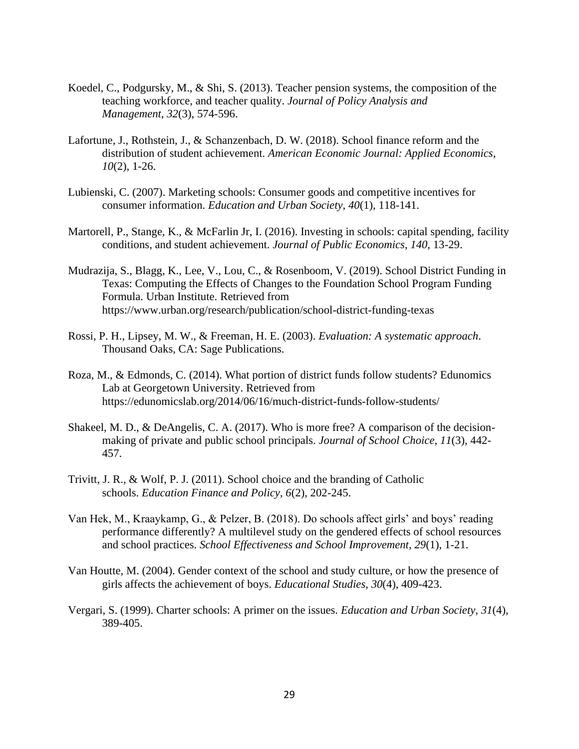Koedel, C., Podgursky, M., & Shi, S. (2013). Teacher pension systems, the composition of the teaching workforce, and teacher quality. *Journal of Policy Analysis and Management*, *32*(3), 574-596.

Lafortune, J., Rothstein, J., & Schanzenbach, D. W. (2018). School finance reform and the distribution of student achievement. *American Economic Journal: Applied Economics*, *10*(2), 1-26.

Lubienski, C. (2007). Marketing schools: Consumer goods and competitive incentives for consumer information. *Education and Urban Society*, *40*(1), 118-141.

Martorell, P., Stange, K., & McFarlin Jr, I. (2016). Investing in schools: capital spending, facility conditions, and student achievement. *Journal of Public Economics*, *140*, 13-29.

Mudrazija, S., Blagg, K., Lee, V., Lou, C., & Rosenboom, V. (2019). School District Funding in Texas: Computing the Effects of Changes to the Foundation School Program Funding Formula. Urban Institute. Retrieved from https://www.urban.org/research/publication/school-district-funding-texas

Rossi, P. H., Lipsey, M. W., & Freeman, H. E. (2003). *Evaluation: A systematic approach*. Thousand Oaks, CA: Sage Publications.

Roza, M., & Edmonds, C. (2014). What portion of district funds follow students? Edunomics Lab at Georgetown University. Retrieved from https://edunomicslab.org/2014/06/16/much-district-funds-follow-students/

Shakeel, M. D., & DeAngelis, C. A. (2017). Who is more free? A comparison of the decision-making of private and public school principals. *Journal of School Choice*, *11*(3), 442-457.

Trivitt, J. R., & Wolf, P. J. (2011). School choice and the branding of Catholic schools. *Education Finance and Policy*, *6*(2), 202-245.

Van Hek, M., Kraaykamp, G., & Pelzer, B. (2018). Do schools affect girls' and boys' reading performance differently? A multilevel study on the gendered effects of school resources and school practices. *School Effectiveness and School Improvement*, *29*(1), 1-21.

Van Houtte, M. (2004). Gender context of the school and study culture, or how the presence of girls affects the achievement of boys. *Educational Studies*, *30*(4), 409-423.

Vergari, S. (1999). Charter schools: A primer on the issues. *Education and Urban Society*, *31*(4), 389-405.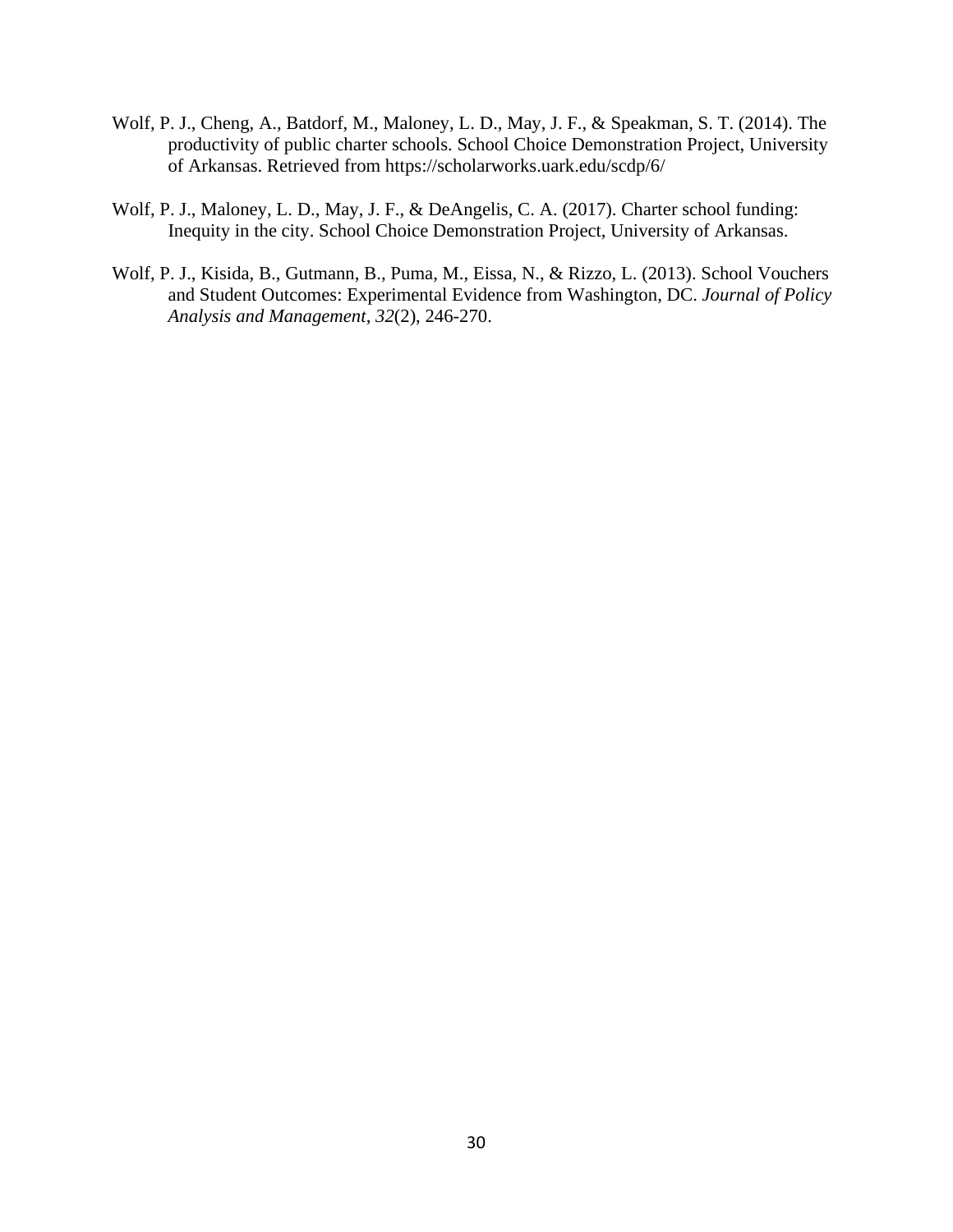Wolf, P. J., Cheng, A., Batdorf, M., Maloney, L. D., May, J. F., & Speakman, S. T. (2014). The productivity of public charter schools. School Choice Demonstration Project, University of Arkansas. Retrieved from https://scholarworks.uark.edu/scdp/6/

Wolf, P. J., Maloney, L. D., May, J. F., & DeAngelis, C. A. (2017). Charter school funding: Inequity in the city. School Choice Demonstration Project, University of Arkansas.

Wolf, P. J., Kisida, B., Gutmann, B., Puma, M., Eissa, N., & Rizzo, L. (2013). School Vouchers and Student Outcomes: Experimental Evidence from Washington, DC. *Journal of Policy Analysis and Management*, *32*(2), 246-270.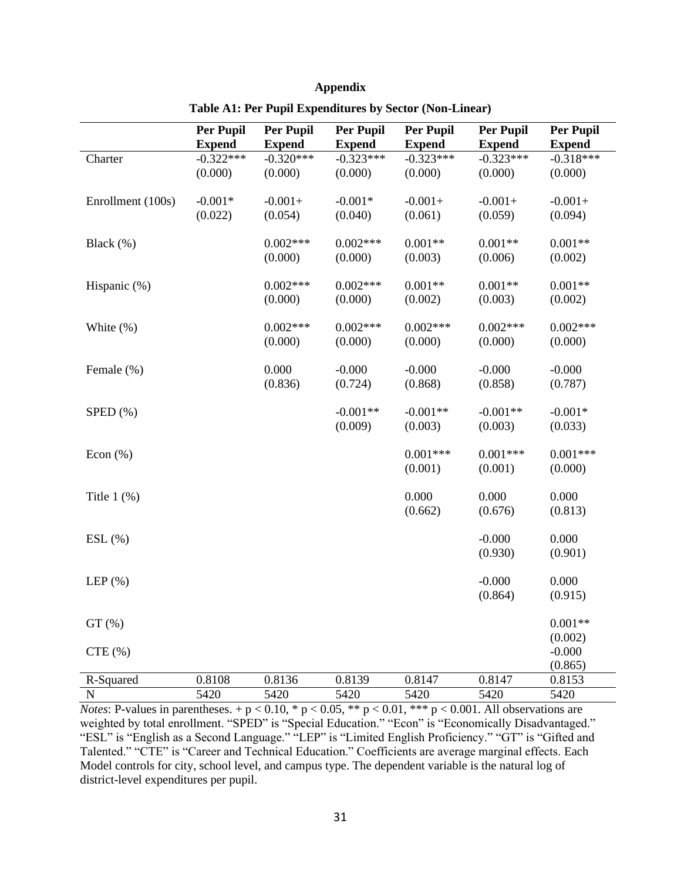## Appendix

**Table A1: Per Pupil Expenditures by Sector (Non-Linear)**

| | Per Pupil Expend | Per Pupil Expend | Per Pupil Expend | Per Pupil Expend | Per Pupil Expend | Per Pupil Expend |
|---|---|---|---|---|---|---|
| Charter | -0.322*** | -0.320*** | -0.323*** | -0.323*** | -0.323*** | -0.318*** |
| | (0.000) | (0.000) | (0.000) | (0.000) | (0.000) | (0.000) |
| Enrollment (100s) | -0.001* | -0.001+ | -0.001* | -0.001+ | -0.001+ | -0.001+ |
| | (0.022) | (0.054) | (0.040) | (0.061) | (0.059) | (0.094) |
| Black (%) | | 0.002*** | 0.002*** | 0.001** | 0.001** | 0.001** |
| | | (0.000) | (0.000) | (0.003) | (0.006) | (0.002) |
| Hispanic (%) | | 0.002*** | 0.002*** | 0.001** | 0.001** | 0.001** |
| | | (0.000) | (0.000) | (0.002) | (0.003) | (0.002) |
| White (%) | | 0.002*** | 0.002*** | 0.002*** | 0.002*** | 0.002*** |
| | | (0.000) | (0.000) | (0.000) | (0.000) | (0.000) |
| Female (%) | | 0.000 | -0.000 | -0.000 | -0.000 | -0.000 |
| | | (0.836) | (0.724) | (0.868) | (0.858) | (0.787) |
| SPED (%) | | | -0.001** | -0.001** | -0.001** | -0.001* |
| | | | (0.009) | (0.003) | (0.003) | (0.033) |
| Econ (%) | | | | 0.001*** | 0.001*** | 0.001*** |
| | | | | (0.001) | (0.001) | (0.000) |
| Title 1 (%) | | | | 0.000 | 0.000 | 0.000 |
| | | | | (0.662) | (0.676) | (0.813) |
| ESL (%) | | | | | -0.000 | 0.000 |
| | | | | | (0.930) | (0.901) |
| LEP (%) | | | | | -0.000 | 0.000 |
| | | | | | (0.864) | (0.915) |
| GT (%) | | | | | | 0.001** |
| | | | | | | (0.002) |
| CTE (%) | | | | | | -0.000 |
| | | | | | | (0.865) |
| R-Squared | 0.8108 | 0.8136 | 0.8139 | 0.8147 | 0.8147 | 0.8153 |
| N | 5420 | 5420 | 5420 | 5420 | 5420 | 5420 |

*Notes*: P-values in parentheses. + $p < 0.10$, * $p < 0.05$, ** $p < 0.01$, *** $p < 0.001$. All observations are weighted by total enrollment. "SPED" is "Special Education." "Econ" is "Economically Disadvantaged." "ESL" is "English as a Second Language." "LEP" is "Limited English Proficiency." "GT" is "Gifted and Talented." "CTE" is "Career and Technical Education." Coefficients are average marginal effects. Each Model controls for city, school level, and campus type. The dependent variable is the natural log of district-level expenditures per pupil.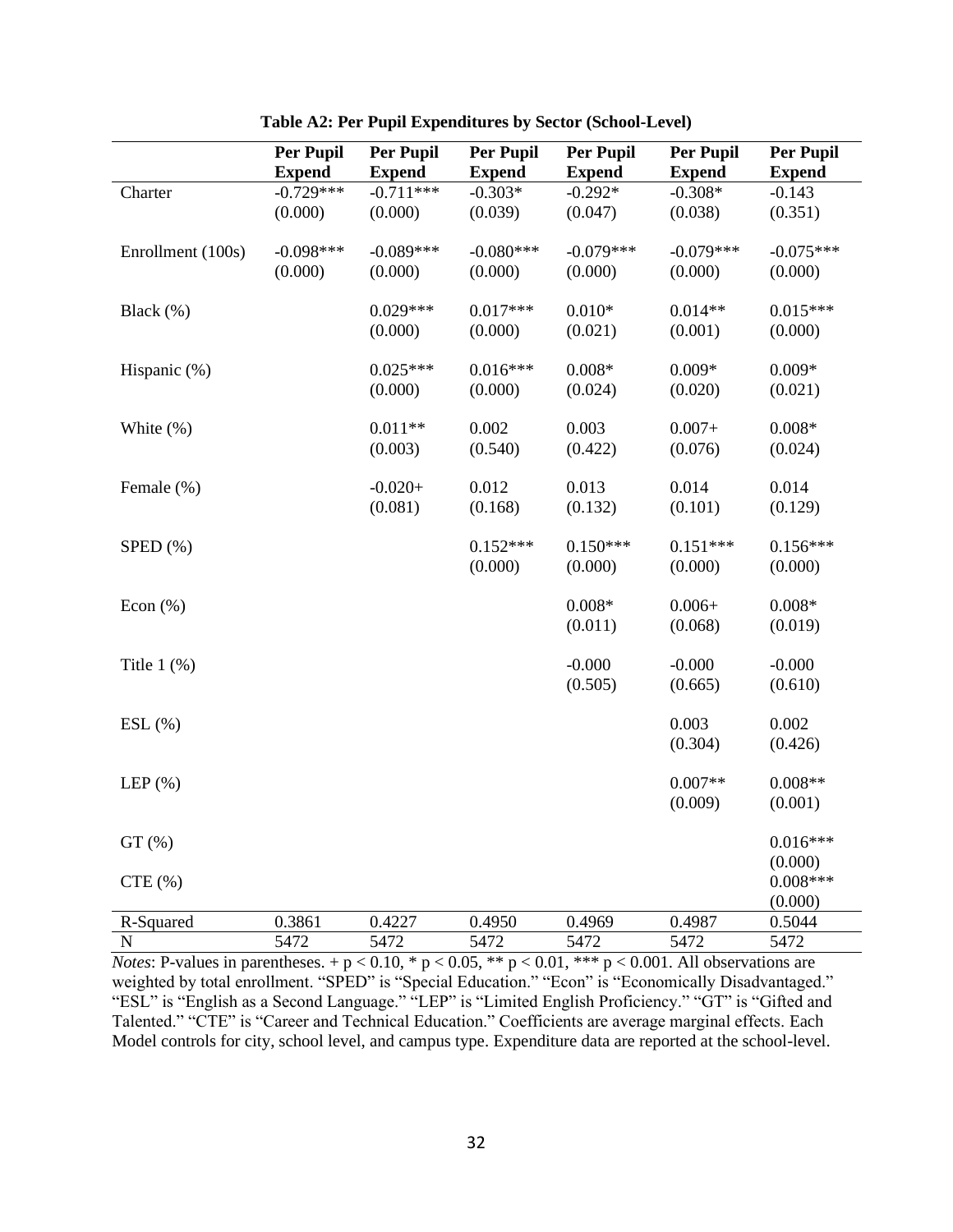**Table A2: Per Pupil Expenditures by Sector (School-Level)**

| | Per Pupil Expend | Per Pupil Expend | Per Pupil Expend | Per Pupil Expend | Per Pupil Expend | Per Pupil Expend |
|---|---|---|---|---|---|---|
| Charter | -0.729*** | -0.711*** | -0.303* | -0.292* | -0.308* | -0.143 |
| | (0.000) | (0.000) | (0.039) | (0.047) | (0.038) | (0.351) |
| Enrollment (100s) | -0.098*** | -0.089*** | -0.080*** | -0.079*** | -0.079*** | -0.075*** |
| | (0.000) | (0.000) | (0.000) | (0.000) | (0.000) | (0.000) |
| Black (%) | | 0.029*** | 0.017*** | 0.010* | 0.014** | 0.015*** |
| | | (0.000) | (0.000) | (0.021) | (0.001) | (0.000) |
| Hispanic (%) | | 0.025*** | 0.016*** | 0.008* | 0.009* | 0.009* |
| | | (0.000) | (0.000) | (0.024) | (0.020) | (0.021) |
| White (%) | | 0.011** | 0.002 | 0.003 | 0.007+ | 0.008* |
| | | (0.003) | (0.540) | (0.422) | (0.076) | (0.024) |
| Female (%) | | -0.020+ | 0.012 | 0.013 | 0.014 | 0.014 |
| | | (0.081) | (0.168) | (0.132) | (0.101) | (0.129) |
| SPED (%) | | | 0.152*** | 0.150*** | 0.151*** | 0.156*** |
| | | | (0.000) | (0.000) | (0.000) | (0.000) |
| Econ (%) | | | | 0.008* | 0.006+ | 0.008* |
| | | | | (0.011) | (0.068) | (0.019) |
| Title 1 (%) | | | | -0.000 | -0.000 | -0.000 |
| | | | | (0.505) | (0.665) | (0.610) |
| ESL (%) | | | | | 0.003 | 0.002 |
| | | | | | (0.304) | (0.426) |
| LEP (%) | | | | | 0.007** | 0.008** |
| | | | | | (0.009) | (0.001) |
| GT (%) | | | | | | 0.016*** |
| | | | | | | (0.000) |
| CTE (%) | | | | | | 0.008*** |
| | | | | | | (0.000) |
| R-Squared | 0.3861 | 0.4227 | 0.4950 | 0.4969 | 0.4987 | 0.5044 |
| N | 5472 | 5472 | 5472 | 5472 | 5472 | 5472 |

*Notes*: P-values in parentheses. + $p < 0.10$, * $p < 0.05$, ** $p < 0.01$, *** $p < 0.001$. All observations are weighted by total enrollment. "SPED" is "Special Education." "Econ" is "Economically Disadvantaged." "ESL" is "English as a Second Language." "LEP" is "Limited English Proficiency." "GT" is "Gifted and Talented." "CTE" is "Career and Technical Education." Coefficients are average marginal effects. Each Model controls for city, school level, and campus type. Expenditure data are reported at the school-level.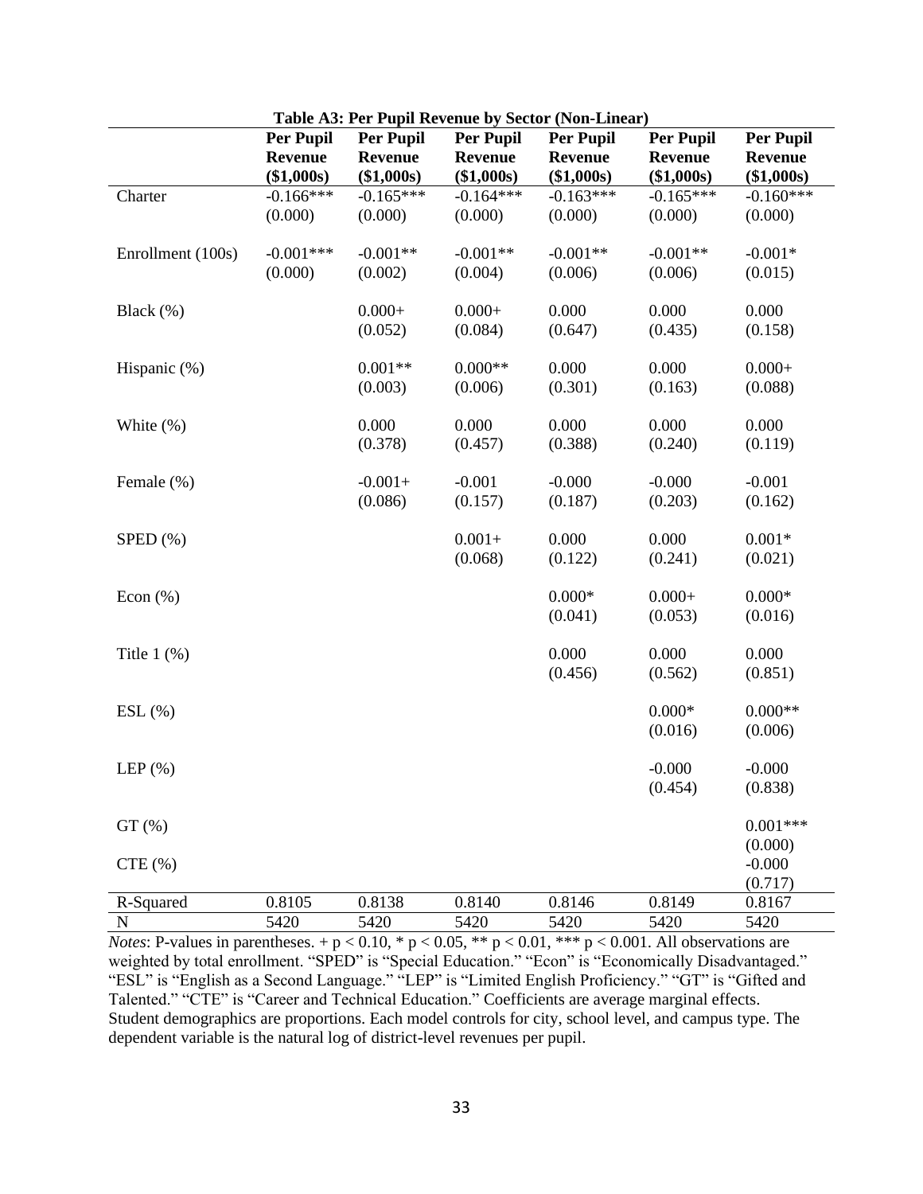**Table A3: Per Pupil Revenue by Sector (Non-Linear)**

| | Per Pupil Revenue ($1,000s) | Per Pupil Revenue ($1,000s) | Per Pupil Revenue ($1,000s) | Per Pupil Revenue ($1,000s) | Per Pupil Revenue ($1,000s) | Per Pupil Revenue ($1,000s) |
|---|---|---|---|---|---|---|
| Charter | -0.166*** | -0.165*** | -0.164*** | -0.163*** | -0.165*** | -0.160*** |
| | (0.000) | (0.000) | (0.000) | (0.000) | (0.000) | (0.000) |
| Enrollment (100s) | -0.001*** | -0.001** | -0.001** | -0.001** | -0.001** | -0.001* |
| | (0.000) | (0.002) | (0.004) | (0.006) | (0.006) | (0.015) |
| Black (%) | | 0.000+ | 0.000+ | 0.000 | 0.000 | 0.000 |
| | | (0.052) | (0.084) | (0.647) | (0.435) | (0.158) |
| Hispanic (%) | | 0.001** | 0.000** | 0.000 | 0.000 | 0.000+ |
| | | (0.003) | (0.006) | (0.301) | (0.163) | (0.088) |
| White (%) | | 0.000 | 0.000 | 0.000 | 0.000 | 0.000 |
| | | (0.378) | (0.457) | (0.388) | (0.240) | (0.119) |
| Female (%) | | -0.001+ | -0.001 | -0.000 | -0.000 | -0.001 |
| | | (0.086) | (0.157) | (0.187) | (0.203) | (0.162) |
| SPED (%) | | | 0.001+ | 0.000 | 0.000 | 0.001* |
| | | | (0.068) | (0.122) | (0.241) | (0.021) |
| Econ (%) | | | | 0.000* | 0.000+ | 0.000* |
| | | | | (0.041) | (0.053) | (0.016) |
| Title 1 (%) | | | | 0.000 | 0.000 | 0.000 |
| | | | | (0.456) | (0.562) | (0.851) |
| ESL (%) | | | | | 0.000* | 0.000** |
| | | | | | (0.016) | (0.006) |
| LEP (%) | | | | | -0.000 | -0.000 |
| | | | | | (0.454) | (0.838) |
| GT (%) | | | | | | 0.001*** |
| | | | | | | (0.000) |
| CTE (%) | | | | | | -0.000 |
| | | | | | | (0.717) |
| R-Squared | 0.8105 | 0.8138 | 0.8140 | 0.8146 | 0.8149 | 0.8167 |
| N | 5420 | 5420 | 5420 | 5420 | 5420 | 5420 |

*Notes*: P-values in parentheses. + $p < 0.10$, * $p < 0.05$, ** $p < 0.01$, *** $p < 0.001$. All observations are weighted by total enrollment. "SPED" is "Special Education." "Econ" is "Economically Disadvantaged." "ESL" is "English as a Second Language." "LEP" is "Limited English Proficiency." "GT" is "Gifted and Talented." "CTE" is "Career and Technical Education." Coefficients are average marginal effects. Student demographics are proportions. Each model controls for city, school level, and campus type. The dependent variable is the natural log of district-level revenues per pupil.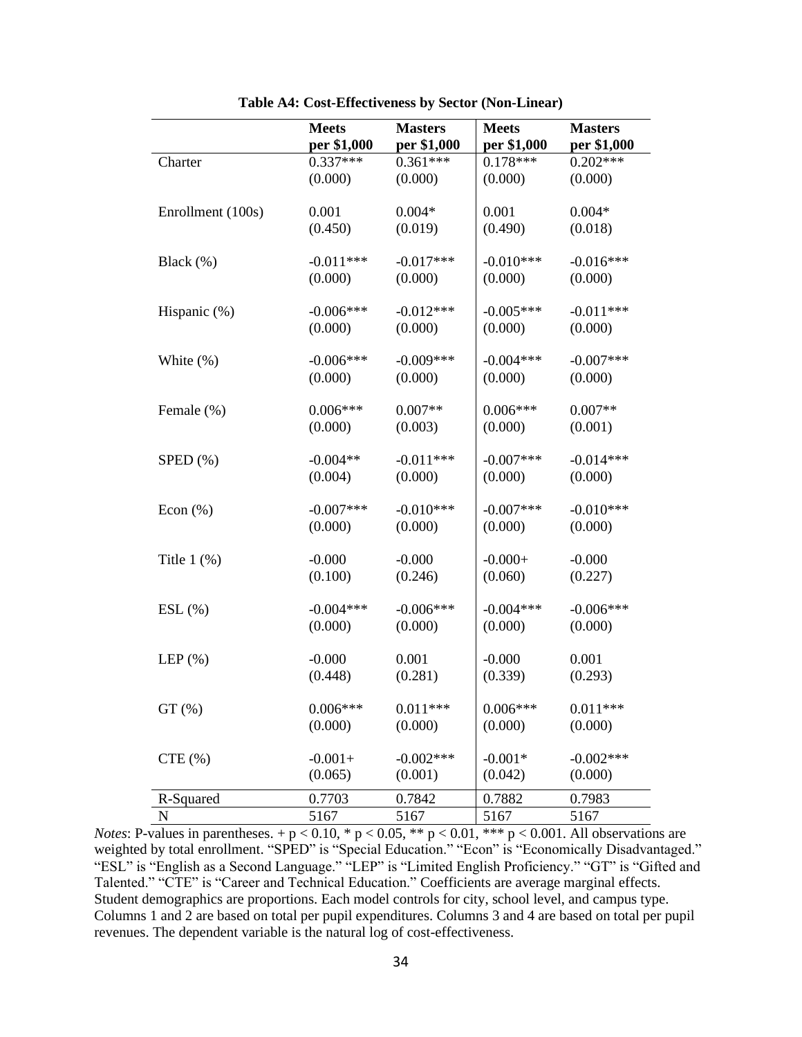**Table A4: Cost-Effectiveness by Sector (Non-Linear)**

| | Meets per $1,000 | Masters per $1,000 | Meets per $1,000 | Masters per $1,000 |
|---|---|---|---|---|
| Charter | 0.337*** | 0.361*** | 0.178*** | 0.202*** |
| | (0.000) | (0.000) | (0.000) | (0.000) |
| Enrollment (100s) | 0.001 | 0.004* | 0.001 | 0.004* |
| | (0.450) | (0.019) | (0.490) | (0.018) |
| Black (%) | -0.011*** | -0.017*** | -0.010*** | -0.016*** |
| | (0.000) | (0.000) | (0.000) | (0.000) |
| Hispanic (%) | -0.006*** | -0.012*** | -0.005*** | -0.011*** |
| | (0.000) | (0.000) | (0.000) | (0.000) |
| White (%) | -0.006*** | -0.009*** | -0.004*** | -0.007*** |
| | (0.000) | (0.000) | (0.000) | (0.000) |
| Female (%) | 0.006*** | 0.007** | 0.006*** | 0.007** |
| | (0.000) | (0.003) | (0.000) | (0.001) |
| SPED (%) | -0.004** | -0.011*** | -0.007*** | -0.014*** |
| | (0.004) | (0.000) | (0.000) | (0.000) |
| Econ (%) | -0.007*** | -0.010*** | -0.007*** | -0.010*** |
| | (0.000) | (0.000) | (0.000) | (0.000) |
| Title 1 (%) | -0.000 | -0.000 | -0.000+ | -0.000 |
| | (0.100) | (0.246) | (0.060) | (0.227) |
| ESL (%) | -0.004*** | -0.006*** | -0.004*** | -0.006*** |
| | (0.000) | (0.000) | (0.000) | (0.000) |
| LEP (%) | -0.000 | 0.001 | -0.000 | 0.001 |
| | (0.448) | (0.281) | (0.339) | (0.293) |
| GT (%) | 0.006*** | 0.011*** | 0.006*** | 0.011*** |
| | (0.000) | (0.000) | (0.000) | (0.000) |
| CTE (%) | -0.001+ | -0.002*** | -0.001* | -0.002*** |
| | (0.065) | (0.001) | (0.042) | (0.000) |
| R-Squared | 0.7703 | 0.7842 | 0.7882 | 0.7983 |
| N | 5167 | 5167 | 5167 | 5167 |

*Notes*: P-values in parentheses. + $p < 0.10$, * $p < 0.05$, ** $p < 0.01$, *** $p < 0.001$. All observations are weighted by total enrollment. "SPED" is "Special Education." "Econ" is "Economically Disadvantaged." "ESL" is "English as a Second Language." "LEP" is "Limited English Proficiency." "GT" is "Gifted and Talented." "CTE" is "Career and Technical Education." Coefficients are average marginal effects. Student demographics are proportions. Each model controls for city, school level, and campus type. Columns 1 and 2 are based on total per pupil expenditures. Columns 3 and 4 are based on total per pupil revenues. The dependent variable is the natural log of cost-effectiveness.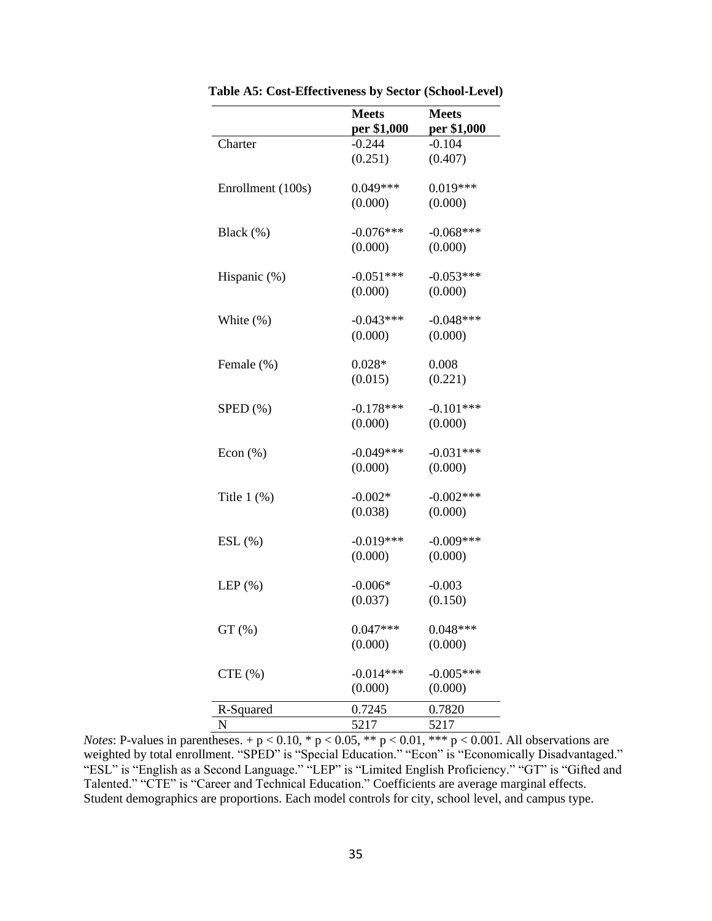**Table A5: Cost-Effectiveness by Sector (School-Level)**

| | Meets per \$1,000 | Meets per \$1,000 |
|---|---|---|
| Charter | -0.244 | -0.104 |
| | (0.251) | (0.407) |
| Enrollment (100s) | 0.049*** | 0.019*** |
| | (0.000) | (0.000) |
| Black (%) | -0.076*** | -0.068*** |
| | (0.000) | (0.000) |
| Hispanic (%) | -0.051*** | -0.053*** |
| | (0.000) | (0.000) |
| White (%) | -0.043*** | -0.048*** |
| | (0.000) | (0.000) |
| Female (%) | 0.028* | 0.008 |
| | (0.015) | (0.221) |
| SPED (%) | -0.178*** | -0.101*** |
| | (0.000) | (0.000) |
| Econ (%) | -0.049*** | -0.031*** |
| | (0.000) | (0.000) |
| Title 1 (%) | -0.002* | -0.002*** |
| | (0.038) | (0.000) |
| ESL (%) | -0.019*** | -0.009*** |
| | (0.000) | (0.000) |
| LEP (%) | -0.006* | -0.003 |
| | (0.037) | (0.150) |
| GT (%) | 0.047*** | 0.048*** |
| | (0.000) | (0.000) |
| CTE (%) | -0.014*** | -0.005*** |
| | (0.000) | (0.000) |
| R-Squared | 0.7245 | 0.7820 |
| N | 5217 | 5217 |

*Notes*: P-values in parentheses. + $p < 0.10$, * $p < 0.05$, ** $p < 0.01$, *** $p < 0.001$. All observations are weighted by total enrollment. "SPED" is "Special Education." "Econ" is "Economically Disadvantaged." "ESL" is "English as a Second Language." "LEP" is "Limited English Proficiency." "GT" is "Gifted and Talented." "CTE" is "Career and Technical Education." Coefficients are average marginal effects. Student demographics are proportions. Each model controls for city, school level, and campus type.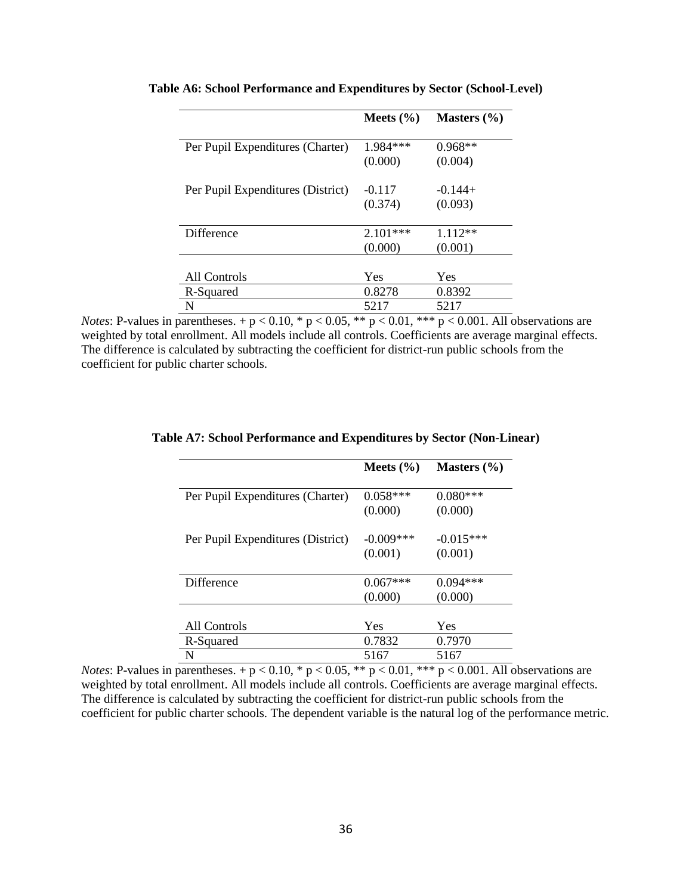**Table A6: School Performance and Expenditures by Sector (School-Level)**

| | Meets (%) | Masters (%) |
|---|---|---|
| Per Pupil Expenditures (Charter) | 1.984*** | 0.968** |
| | (0.000) | (0.004) |
| Per Pupil Expenditures (District) | -0.117 | -0.144+ |
| | (0.374) | (0.093) |
| Difference | 2.101*** | 1.112** |
| | (0.000) | (0.001) |
| All Controls | Yes | Yes |
| R-Squared | 0.8278 | 0.8392 |
| N | 5217 | 5217 |

*Notes*: P-values in parentheses. + $p < 0.10$, * $p < 0.05$, ** $p < 0.01$, *** $p < 0.001$. All observations are weighted by total enrollment. All models include all controls. Coefficients are average marginal effects. The difference is calculated by subtracting the coefficient for district-run public schools from the coefficient for public charter schools.

**Table A7: School Performance and Expenditures by Sector (Non-Linear)**

| | Meets (%) | Masters (%) |
|---|---|---|
| Per Pupil Expenditures (Charter) | 0.058*** | 0.080*** |
| | (0.000) | (0.000) |
| Per Pupil Expenditures (District) | -0.009*** | -0.015*** |
| | (0.001) | (0.001) |
| Difference | 0.067*** | 0.094*** |
| | (0.000) | (0.000) |
| All Controls | Yes | Yes |
| R-Squared | 0.7832 | 0.7970 |
| N | 5167 | 5167 |

*Notes*: P-values in parentheses. + $p < 0.10$, * $p < 0.05$, ** $p < 0.01$, *** $p < 0.001$. All observations are weighted by total enrollment. All models include all controls. Coefficients are average marginal effects. The difference is calculated by subtracting the coefficient for district-run public schools from the coefficient for public charter schools. The dependent variable is the natural log of the performance metric.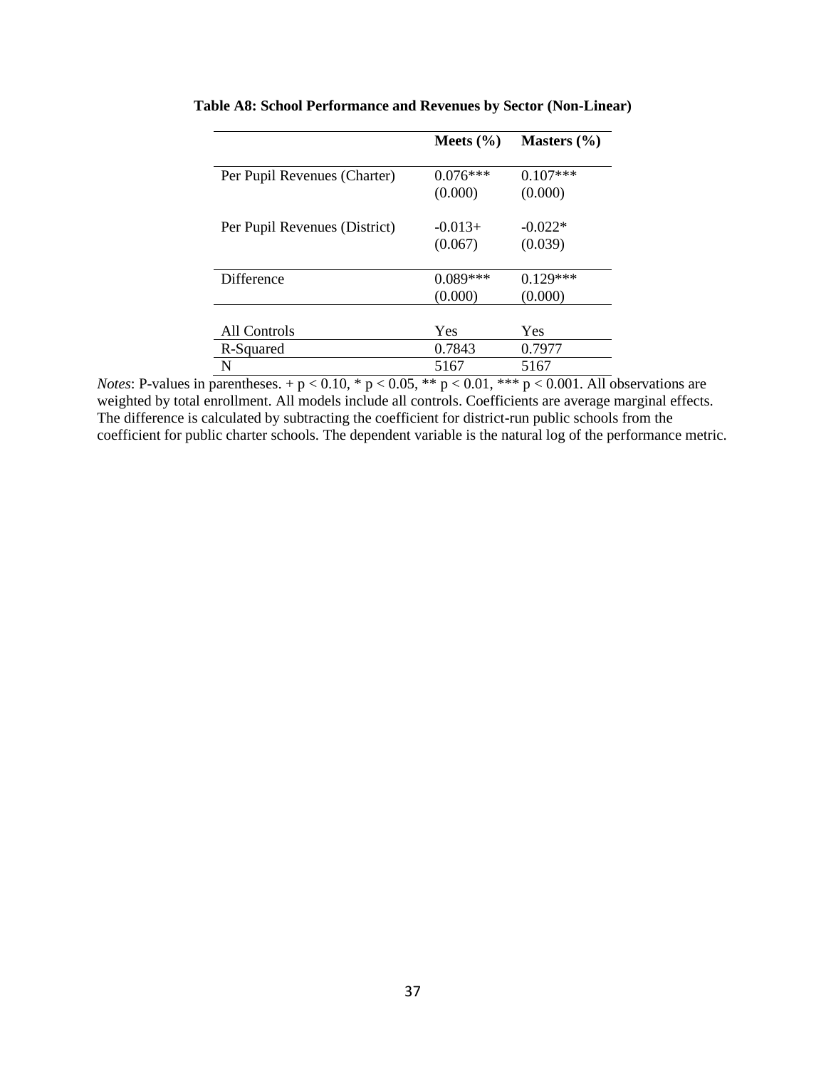**Table A8: School Performance and Revenues by Sector (Non-Linear)**

| | Meets (%) | Masters (%) |
|---|---|---|
| Per Pupil Revenues (Charter) | 0.076*** | 0.107*** |
| | (0.000) | (0.000) |
| Per Pupil Revenues (District) | -0.013+ | -0.022* |
| | (0.067) | (0.039) |
| Difference | 0.089*** | 0.129*** |
| | (0.000) | (0.000) |
| All Controls | Yes | Yes |
| R-Squared | 0.7843 | 0.7977 |
| N | 5167 | 5167 |

*Notes*: P-values in parentheses. + $p < 0.10$, * $p < 0.05$, ** $p < 0.01$, *** $p < 0.001$. All observations are weighted by total enrollment. All models include all controls. Coefficients are average marginal effects. The difference is calculated by subtracting the coefficient for district-run public schools from the coefficient for public charter schools. The dependent variable is the natural log of the performance metric.